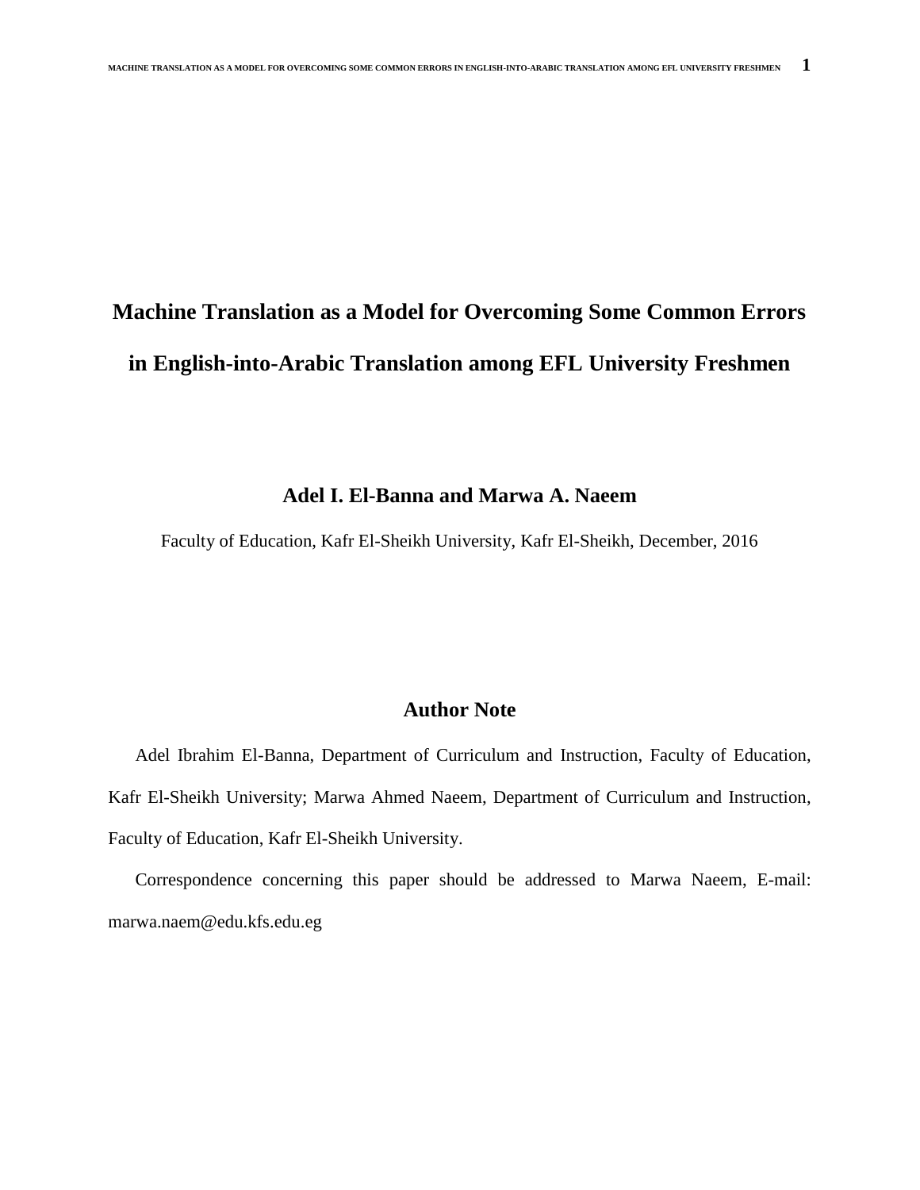# Machine Translation as a Model for Overcoming Some Common Errors in English-into-Arabic Translation among EFL University Freshmen

**Adel I. El-Banna and Marwa A. Naeem**

Faculty of Education, Kafr El-Sheikh University, Kafr El-Sheikh, December, 2016

## Author Note

Adel Ibrahim El-Banna, Department of Curriculum and Instruction, Faculty of Education, Kafr El-Sheikh University; Marwa Ahmed Naeem, Department of Curriculum and Instruction, Faculty of Education, Kafr El-Sheikh University.

Correspondence concerning this paper should be addressed to Marwa Naeem, E-mail: marwa.naem@edu.kfs.edu.eg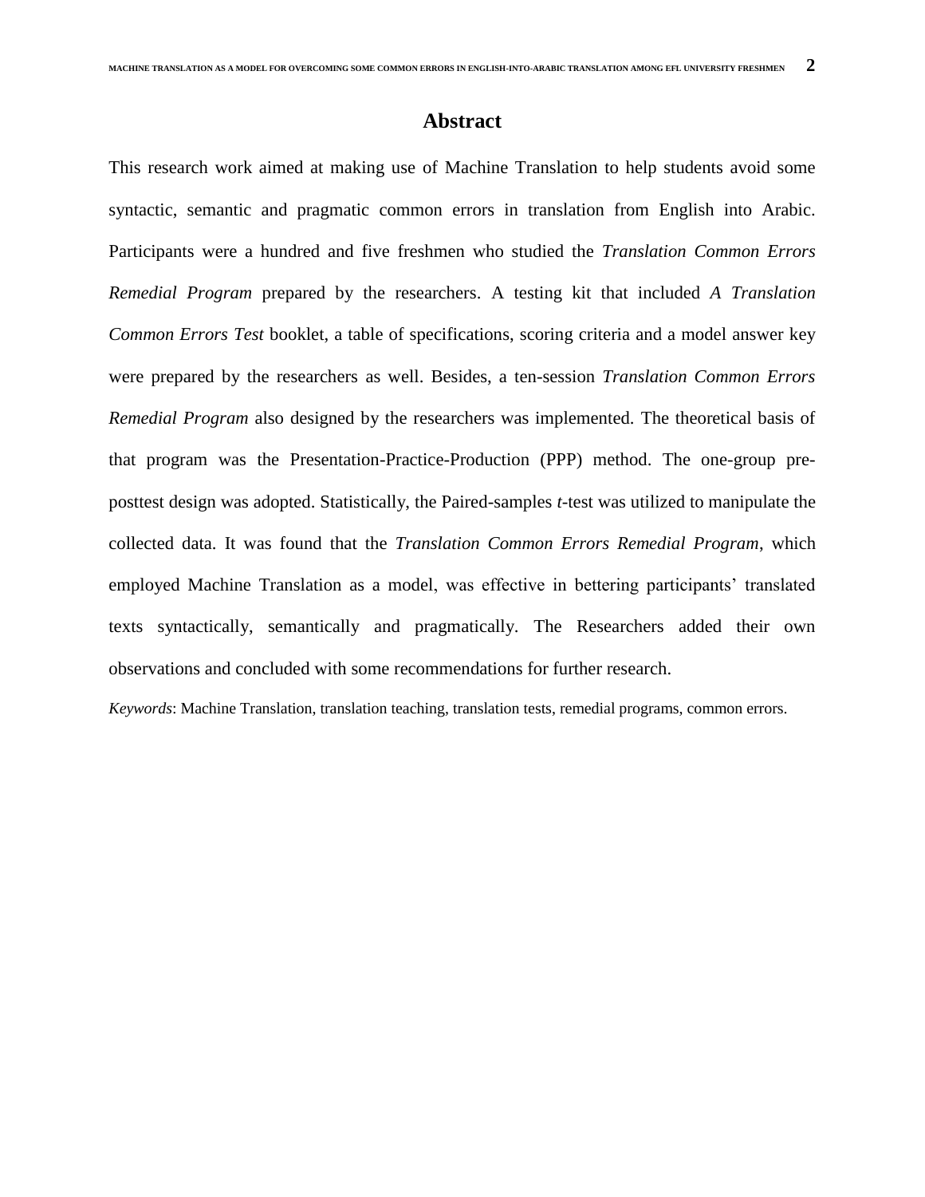# Abstract

This research work aimed at making use of Machine Translation to help students avoid some syntactic, semantic and pragmatic common errors in translation from English into Arabic. Participants were a hundred and five freshmen who studied the *Translation Common Errors Remedial Program* prepared by the researchers. A testing kit that included *A Translation Common Errors Test* booklet, a table of specifications, scoring criteria and a model answer key were prepared by the researchers as well. Besides, a ten-session *Translation Common Errors Remedial Program* also designed by the researchers was implemented. The theoretical basis of that program was the Presentation-Practice-Production (PPP) method. The one-group pre-posttest design was adopted. Statistically, the Paired-samples *t*-test was utilized to manipulate the collected data. It was found that the *Translation Common Errors Remedial Program*, which employed Machine Translation as a model, was effective in bettering participants' translated texts syntactically, semantically and pragmatically. The Researchers added their own observations and concluded with some recommendations for further research.

*Keywords*: Machine Translation, translation teaching, translation tests, remedial programs, common errors.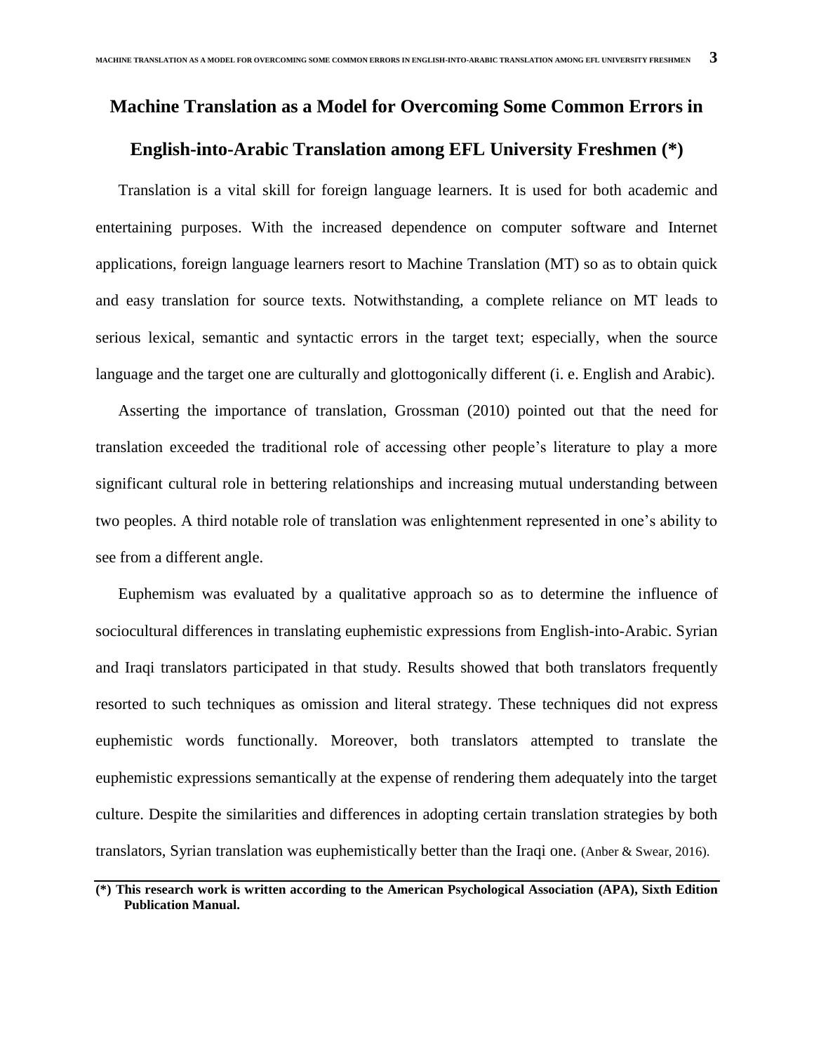# Machine Translation as a Model for Overcoming Some Common Errors in English-into-Arabic Translation among EFL University Freshmen (*)

Translation is a vital skill for foreign language learners. It is used for both academic and entertaining purposes. With the increased dependence on computer software and Internet applications, foreign language learners resort to Machine Translation (MT) so as to obtain quick and easy translation for source texts. Notwithstanding, a complete reliance on MT leads to serious lexical, semantic and syntactic errors in the target text; especially, when the source language and the target one are culturally and glottogonically different (i. e. English and Arabic).

Asserting the importance of translation, Grossman (2010) pointed out that the need for translation exceeded the traditional role of accessing other people's literature to play a more significant cultural role in bettering relationships and increasing mutual understanding between two peoples. A third notable role of translation was enlightenment represented in one's ability to see from a different angle.

Euphemism was evaluated by a qualitative approach so as to determine the influence of sociocultural differences in translating euphemistic expressions from English-into-Arabic. Syrian and Iraqi translators participated in that study. Results showed that both translators frequently resorted to such techniques as omission and literal strategy. These techniques did not express euphemistic words functionally. Moreover, both translators attempted to translate the euphemistic expressions semantically at the expense of rendering them adequately into the target culture. Despite the similarities and differences in adopting certain translation strategies by both translators, Syrian translation was euphemistically better than the Iraqi one. (Anber & Swear, 2016).

---

**(*) This research work is written according to the American Psychological Association (APA), Sixth Edition Publication Manual.**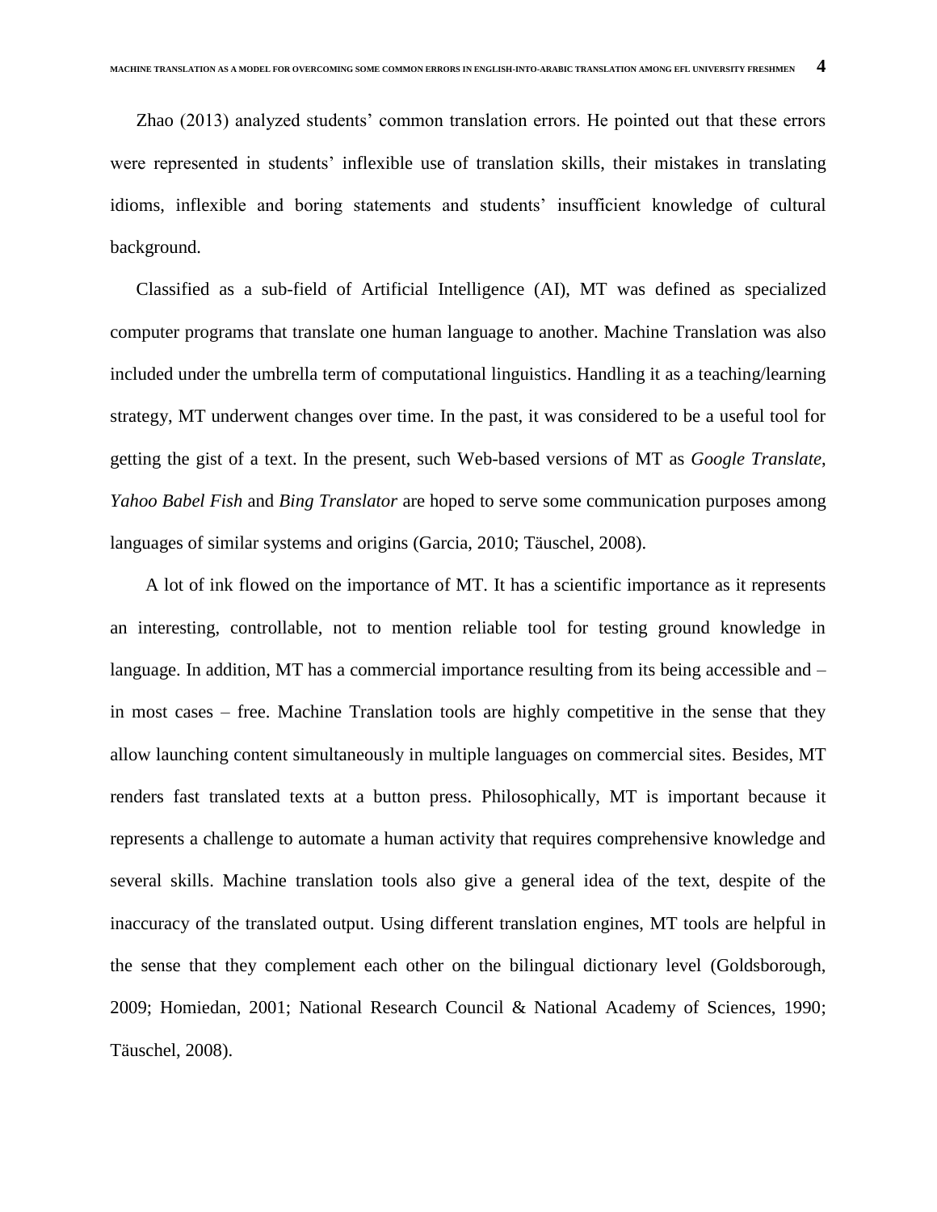Zhao (2013) analyzed students' common translation errors. He pointed out that these errors were represented in students' inflexible use of translation skills, their mistakes in translating idioms, inflexible and boring statements and students' insufficient knowledge of cultural background.

Classified as a sub-field of Artificial Intelligence (AI), MT was defined as specialized computer programs that translate one human language to another. Machine Translation was also included under the umbrella term of computational linguistics. Handling it as a teaching/learning strategy, MT underwent changes over time. In the past, it was considered to be a useful tool for getting the gist of a text. In the present, such Web-based versions of MT as *Google Translate*, *Yahoo Babel Fish* and *Bing Translator* are hoped to serve some communication purposes among languages of similar systems and origins (Garcia, 2010; Täuschel, 2008).

A lot of ink flowed on the importance of MT. It has a scientific importance as it represents an interesting, controllable, not to mention reliable tool for testing ground knowledge in language. In addition, MT has a commercial importance resulting from its being accessible and – in most cases – free. Machine Translation tools are highly competitive in the sense that they allow launching content simultaneously in multiple languages on commercial sites. Besides, MT renders fast translated texts at a button press. Philosophically, MT is important because it represents a challenge to automate a human activity that requires comprehensive knowledge and several skills. Machine translation tools also give a general idea of the text, despite of the inaccuracy of the translated output. Using different translation engines, MT tools are helpful in the sense that they complement each other on the bilingual dictionary level (Goldsborough, 2009; Homiedan, 2001; National Research Council & National Academy of Sciences, 1990; Täuschel, 2008).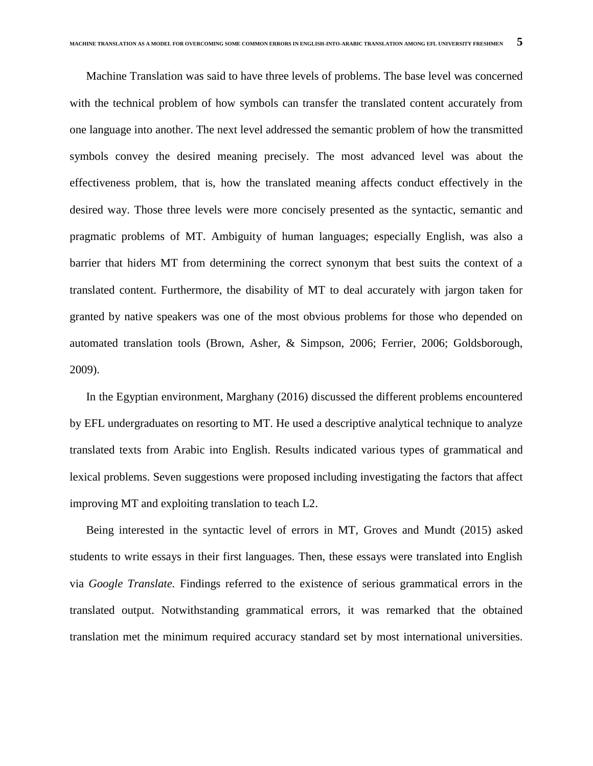Machine Translation was said to have three levels of problems. The base level was concerned with the technical problem of how symbols can transfer the translated content accurately from one language into another. The next level addressed the semantic problem of how the transmitted symbols convey the desired meaning precisely. The most advanced level was about the effectiveness problem, that is, how the translated meaning affects conduct effectively in the desired way. Those three levels were more concisely presented as the syntactic, semantic and pragmatic problems of MT. Ambiguity of human languages; especially English, was also a barrier that hiders MT from determining the correct synonym that best suits the context of a translated content. Furthermore, the disability of MT to deal accurately with jargon taken for granted by native speakers was one of the most obvious problems for those who depended on automated translation tools (Brown, Asher, & Simpson, 2006; Ferrier, 2006; Goldsborough, 2009).

In the Egyptian environment, Marghany (2016) discussed the different problems encountered by EFL undergraduates on resorting to MT. He used a descriptive analytical technique to analyze translated texts from Arabic into English. Results indicated various types of grammatical and lexical problems. Seven suggestions were proposed including investigating the factors that affect improving MT and exploiting translation to teach L2.

Being interested in the syntactic level of errors in MT, Groves and Mundt (2015) asked students to write essays in their first languages. Then, these essays were translated into English via *Google Translate.* Findings referred to the existence of serious grammatical errors in the translated output. Notwithstanding grammatical errors, it was remarked that the obtained translation met the minimum required accuracy standard set by most international universities.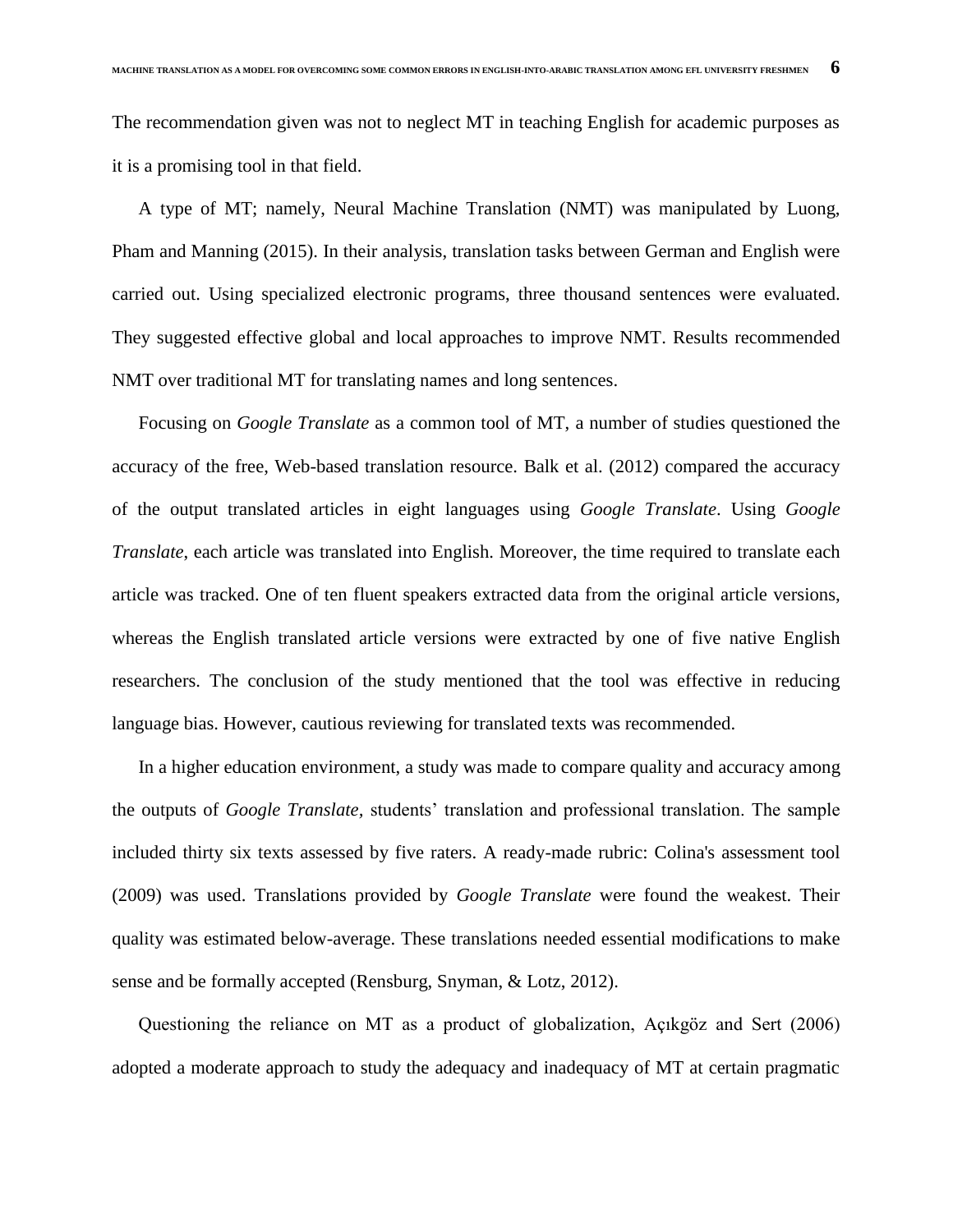The recommendation given was not to neglect MT in teaching English for academic purposes as it is a promising tool in that field.

A type of MT; namely, Neural Machine Translation (NMT) was manipulated by Luong, Pham and Manning (2015). In their analysis, translation tasks between German and English were carried out. Using specialized electronic programs, three thousand sentences were evaluated. They suggested effective global and local approaches to improve NMT. Results recommended NMT over traditional MT for translating names and long sentences.

Focusing on *Google Translate* as a common tool of MT, a number of studies questioned the accuracy of the free, Web-based translation resource. Balk et al. (2012) compared the accuracy of the output translated articles in eight languages using *Google Translate*. Using *Google Translate*, each article was translated into English. Moreover, the time required to translate each article was tracked. One of ten fluent speakers extracted data from the original article versions, whereas the English translated article versions were extracted by one of five native English researchers. The conclusion of the study mentioned that the tool was effective in reducing language bias. However, cautious reviewing for translated texts was recommended.

In a higher education environment, a study was made to compare quality and accuracy among the outputs of *Google Translate*, students' translation and professional translation. The sample included thirty six texts assessed by five raters. A ready-made rubric: Colina's assessment tool (2009) was used. Translations provided by *Google Translate* were found the weakest. Their quality was estimated below-average. These translations needed essential modifications to make sense and be formally accepted (Rensburg, Snyman, & Lotz, 2012).

Questioning the reliance on MT as a product of globalization, Açıkgöz and Sert (2006) adopted a moderate approach to study the adequacy and inadequacy of MT at certain pragmatic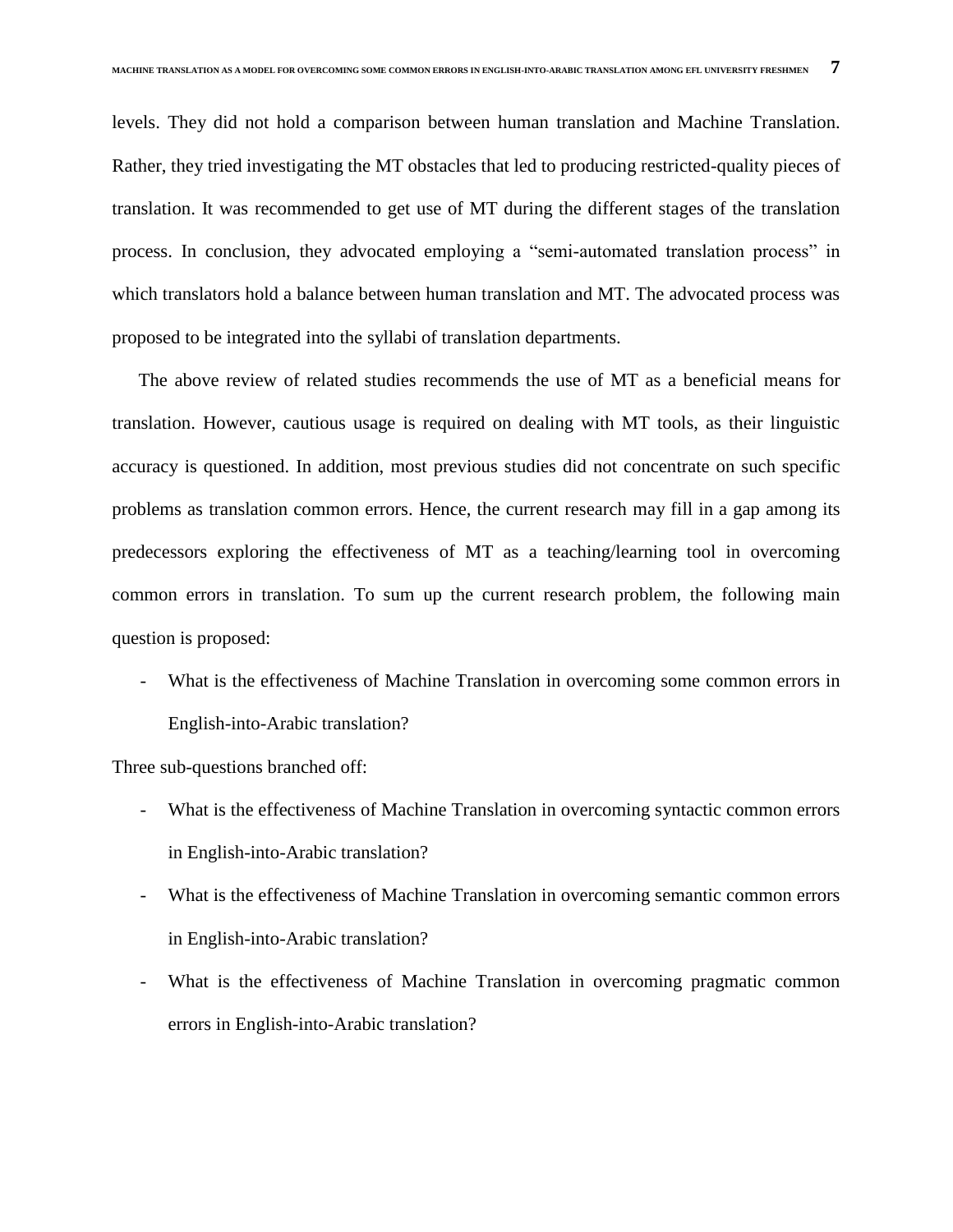levels. They did not hold a comparison between human translation and Machine Translation. Rather, they tried investigating the MT obstacles that led to producing restricted-quality pieces of translation. It was recommended to get use of MT during the different stages of the translation process. In conclusion, they advocated employing a "semi-automated translation process" in which translators hold a balance between human translation and MT. The advocated process was proposed to be integrated into the syllabi of translation departments.

The above review of related studies recommends the use of MT as a beneficial means for translation. However, cautious usage is required on dealing with MT tools, as their linguistic accuracy is questioned. In addition, most previous studies did not concentrate on such specific problems as translation common errors. Hence, the current research may fill in a gap among its predecessors exploring the effectiveness of MT as a teaching/learning tool in overcoming common errors in translation. To sum up the current research problem, the following main question is proposed:

- What is the effectiveness of Machine Translation in overcoming some common errors in English-into-Arabic translation?

Three sub-questions branched off:

- What is the effectiveness of Machine Translation in overcoming syntactic common errors in English-into-Arabic translation?
- What is the effectiveness of Machine Translation in overcoming semantic common errors in English-into-Arabic translation?
- What is the effectiveness of Machine Translation in overcoming pragmatic common errors in English-into-Arabic translation?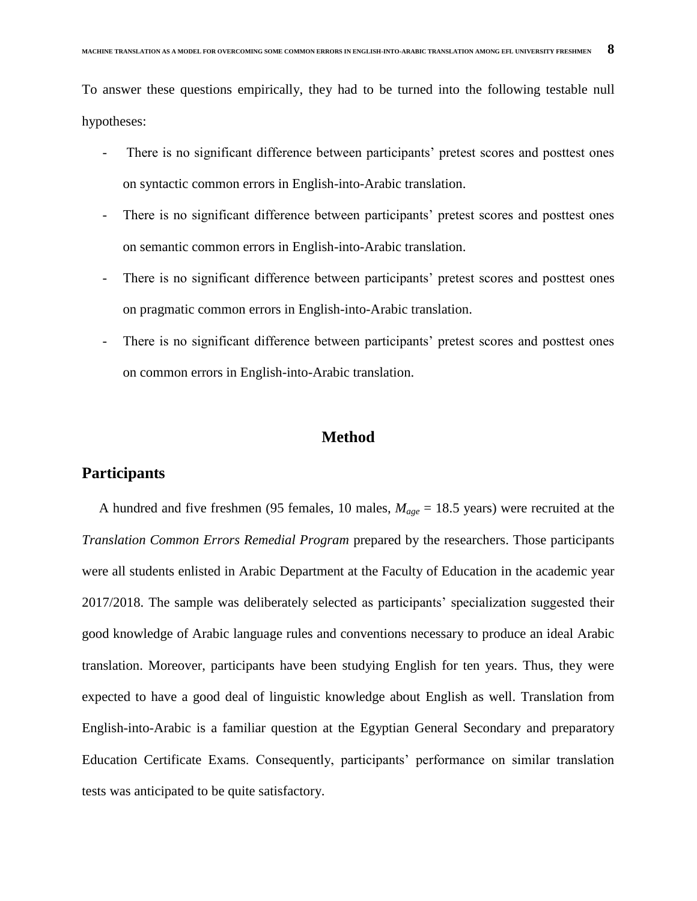To answer these questions empirically, they had to be turned into the following testable null hypotheses:

- There is no significant difference between participants' pretest scores and posttest ones on syntactic common errors in English-into-Arabic translation.
- There is no significant difference between participants' pretest scores and posttest ones on semantic common errors in English-into-Arabic translation.
- There is no significant difference between participants' pretest scores and posttest ones on pragmatic common errors in English-into-Arabic translation.
- There is no significant difference between participants' pretest scores and posttest ones on common errors in English-into-Arabic translation.

# Method

## Participants

A hundred and five freshmen (95 females, 10 males, $M_{age}$ = 18.5 years) were recruited at the *Translation Common Errors Remedial Program* prepared by the researchers. Those participants were all students enlisted in Arabic Department at the Faculty of Education in the academic year 2017/2018. The sample was deliberately selected as participants' specialization suggested their good knowledge of Arabic language rules and conventions necessary to produce an ideal Arabic translation. Moreover, participants have been studying English for ten years. Thus, they were expected to have a good deal of linguistic knowledge about English as well. Translation from English-into-Arabic is a familiar question at the Egyptian General Secondary and preparatory Education Certificate Exams. Consequently, participants' performance on similar translation tests was anticipated to be quite satisfactory.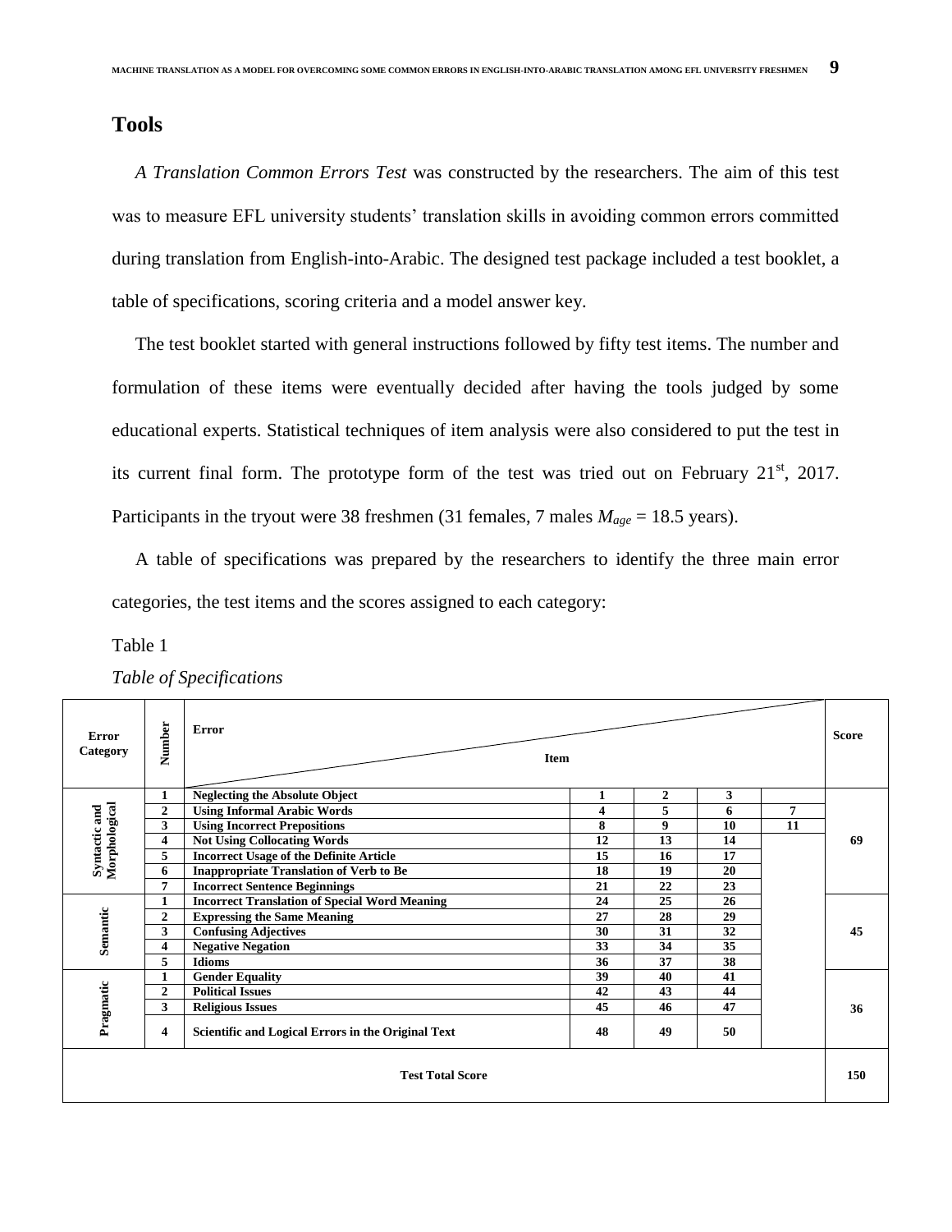## Tools

*A Translation Common Errors Test* was constructed by the researchers. The aim of this test was to measure EFL university students' translation skills in avoiding common errors committed during translation from English-into-Arabic. The designed test package included a test booklet, a table of specifications, scoring criteria and a model answer key.

The test booklet started with general instructions followed by fifty test items. The number and formulation of these items were eventually decided after having the tools judged by some educational experts. Statistical techniques of item analysis were also considered to put the test in its current final form. The prototype form of the test was tried out on February 21st, 2017. Participants in the tryout were 38 freshmen (31 females, 7 males $M_{age}$ = 18.5 years).

A table of specifications was prepared by the researchers to identify the three main error categories, the test items and the scores assigned to each category:

Table 1

*Table of Specifications*

| Error Category | Number | Error / Item | | | | | Score |
|---|---|---|---|---|---|---|---|
| Syntactic and Morphological | 1 | Neglecting the Absolute Object | 1 | 2 | 3 | | 69 |
| | 2 | Using Informal Arabic Words | 4 | 5 | 6 | 7 | |
| | 3 | Using Incorrect Prepositions | 8 | 9 | 10 | 11 | |
| | 4 | Not Using Collocating Words | 12 | 13 | 14 | | |
| | 5 | Incorrect Usage of the Definite Article | 15 | 16 | 17 | | |
| | 6 | Inappropriate Translation of Verb to Be | 18 | 19 | 20 | | |
| | 7 | Incorrect Sentence Beginnings | 21 | 22 | 23 | | |
| Semantic | 1 | Incorrect Translation of Special Word Meaning | 24 | 25 | 26 | | 45 |
| | 2 | Expressing the Same Meaning | 27 | 28 | 29 | | |
| | 3 | Confusing Adjectives | 30 | 31 | 32 | | |
| | 4 | Negative Negation | 33 | 34 | 35 | | |
| | 5 | Idioms | 36 | 37 | 38 | | |
| Pragmatic | 1 | Gender Equality | 39 | 40 | 41 | | 36 |
| | 2 | Political Issues | 42 | 43 | 44 | | |
| | 3 | Religious Issues | 45 | 46 | 47 | | |
| | 4 | Scientific and Logical Errors in the Original Text | 48 | 49 | 50 | | |
| Test Total Score | | | | | | | 150 |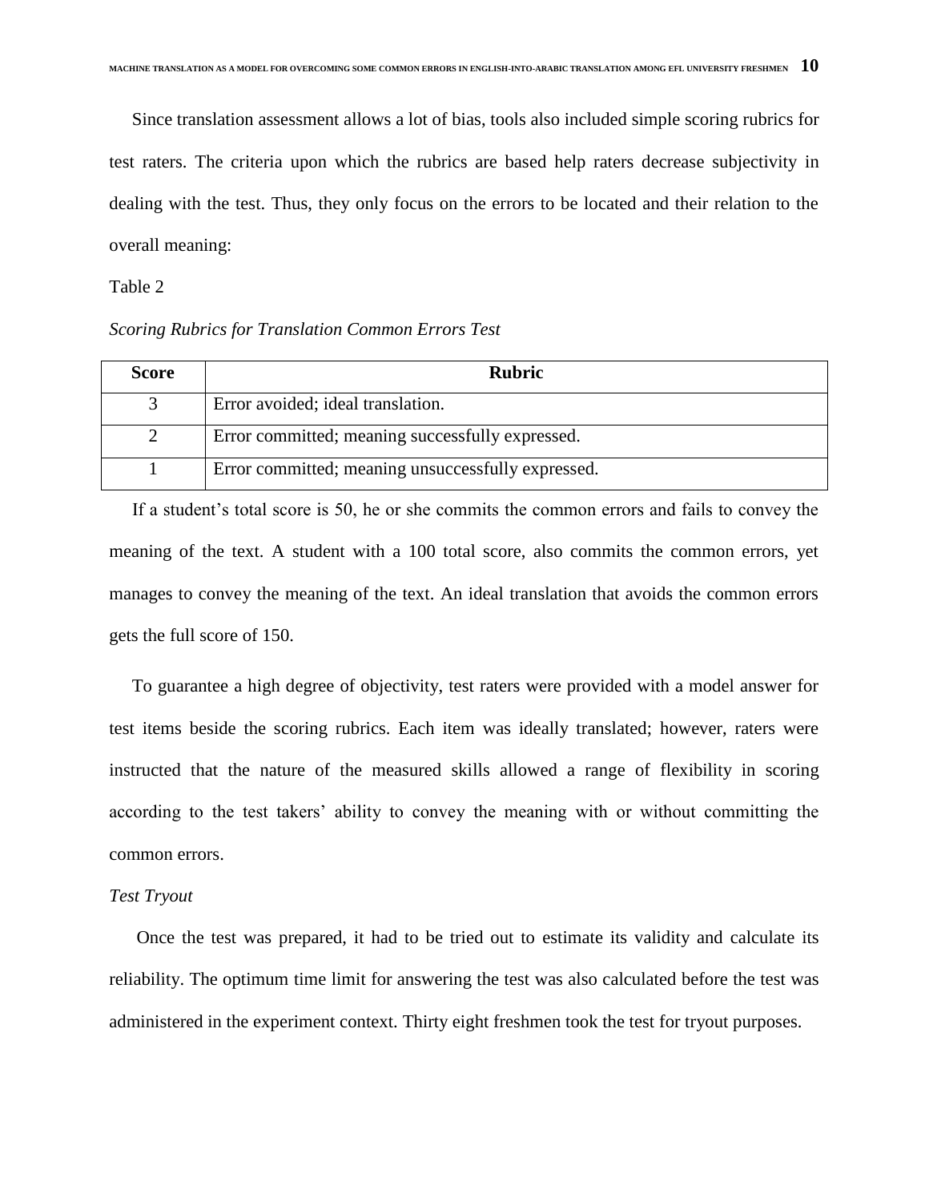Since translation assessment allows a lot of bias, tools also included simple scoring rubrics for test raters. The criteria upon which the rubrics are based help raters decrease subjectivity in dealing with the test. Thus, they only focus on the errors to be located and their relation to the overall meaning:

Table 2

*Scoring Rubrics for Translation Common Errors Test*

| Score | Rubric |
|---|---|
| 3 | Error avoided; ideal translation. |
| 2 | Error committed; meaning successfully expressed. |
| 1 | Error committed; meaning unsuccessfully expressed. |

If a student's total score is 50, he or she commits the common errors and fails to convey the meaning of the text. A student with a 100 total score, also commits the common errors, yet manages to convey the meaning of the text. An ideal translation that avoids the common errors gets the full score of 150.

To guarantee a high degree of objectivity, test raters were provided with a model answer for test items beside the scoring rubrics. Each item was ideally translated; however, raters were instructed that the nature of the measured skills allowed a range of flexibility in scoring according to the test takers' ability to convey the meaning with or without committing the common errors.

*Test Tryout*

Once the test was prepared, it had to be tried out to estimate its validity and calculate its reliability. The optimum time limit for answering the test was also calculated before the test was administered in the experiment context. Thirty eight freshmen took the test for tryout purposes.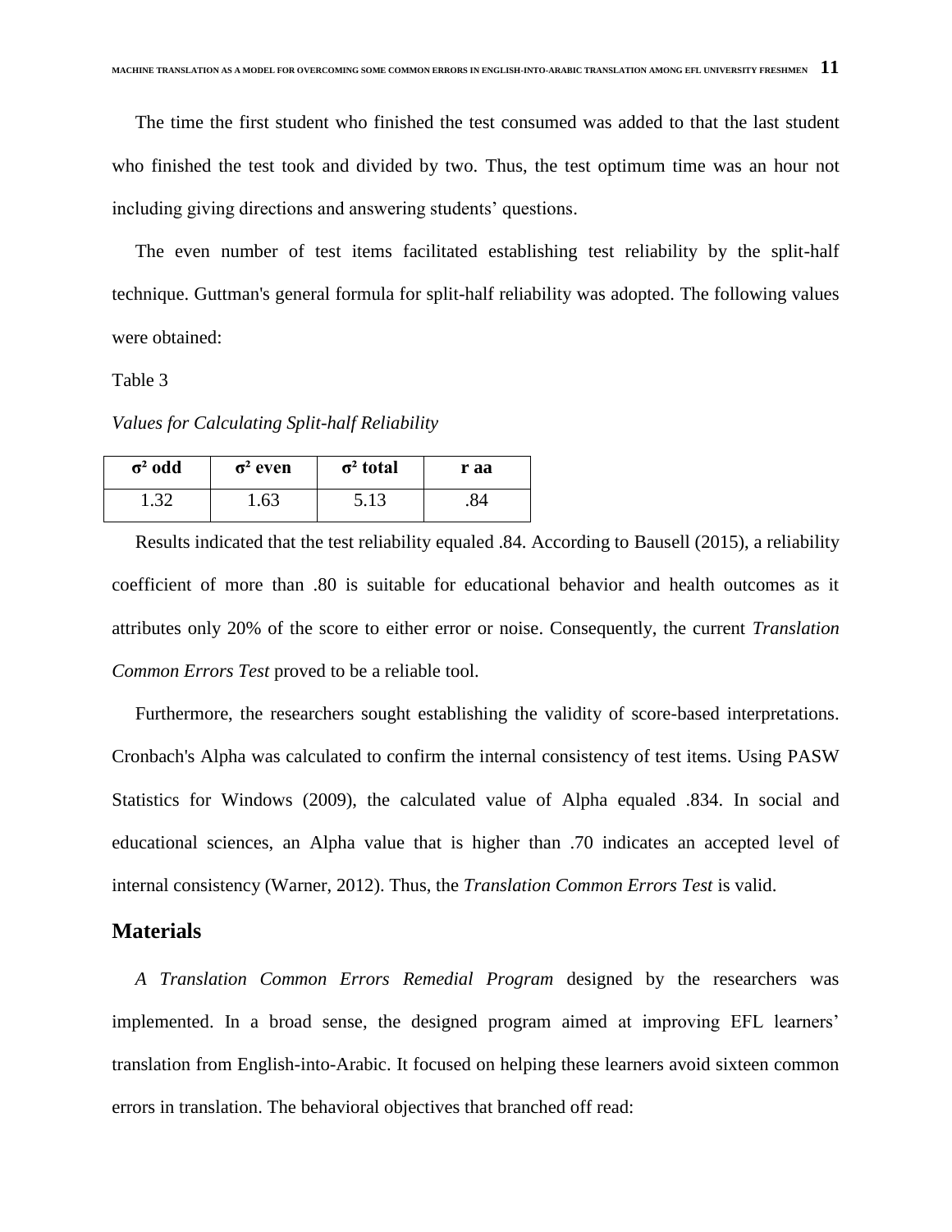The time the first student who finished the test consumed was added to that the last student who finished the test took and divided by two. Thus, the test optimum time was an hour not including giving directions and answering students' questions.

The even number of test items facilitated establishing test reliability by the split-half technique. Guttman's general formula for split-half reliability was adopted. The following values were obtained:

Table 3

*Values for Calculating Split-half Reliability*

| $\sigma^2$ odd | $\sigma^2$ even | $\sigma^2$ total | r aa |
|---|---|---|---|
| 1.32 | 1.63 | 5.13 | .84 |

Results indicated that the test reliability equaled .84. According to Bausell (2015), a reliability coefficient of more than .80 is suitable for educational behavior and health outcomes as it attributes only 20% of the score to either error or noise. Consequently, the current *Translation Common Errors Test* proved to be a reliable tool.

Furthermore, the researchers sought establishing the validity of score-based interpretations. Cronbach's Alpha was calculated to confirm the internal consistency of test items. Using PASW Statistics for Windows (2009), the calculated value of Alpha equaled .834. In social and educational sciences, an Alpha value that is higher than .70 indicates an accepted level of internal consistency (Warner, 2012). Thus, the *Translation Common Errors Test* is valid.

## Materials

*A Translation Common Errors Remedial Program* designed by the researchers was implemented. In a broad sense, the designed program aimed at improving EFL learners' translation from English-into-Arabic. It focused on helping these learners avoid sixteen common errors in translation. The behavioral objectives that branched off read: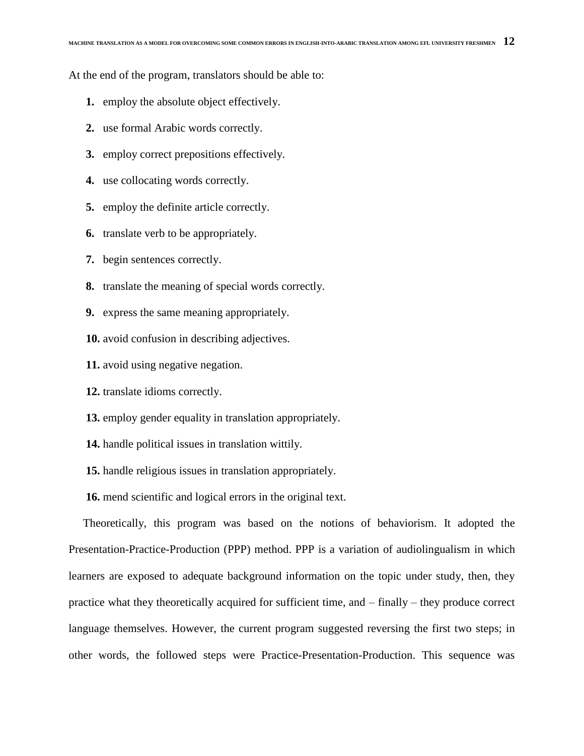At the end of the program, translators should be able to:

1. employ the absolute object effectively.
2. use formal Arabic words correctly.
3. employ correct prepositions effectively.
4. use collocating words correctly.
5. employ the definite article correctly.
6. translate verb to be appropriately.
7. begin sentences correctly.
8. translate the meaning of special words correctly.
9. express the same meaning appropriately.
10. avoid confusion in describing adjectives.
11. avoid using negative negation.
12. translate idioms correctly.
13. employ gender equality in translation appropriately.
14. handle political issues in translation wittily.
15. handle religious issues in translation appropriately.
16. mend scientific and logical errors in the original text.

Theoretically, this program was based on the notions of behaviorism. It adopted the Presentation-Practice-Production (PPP) method. PPP is a variation of audiolingualism in which learners are exposed to adequate background information on the topic under study, then, they practice what they theoretically acquired for sufficient time, and – finally – they produce correct language themselves. However, the current program suggested reversing the first two steps; in other words, the followed steps were Practice-Presentation-Production. This sequence was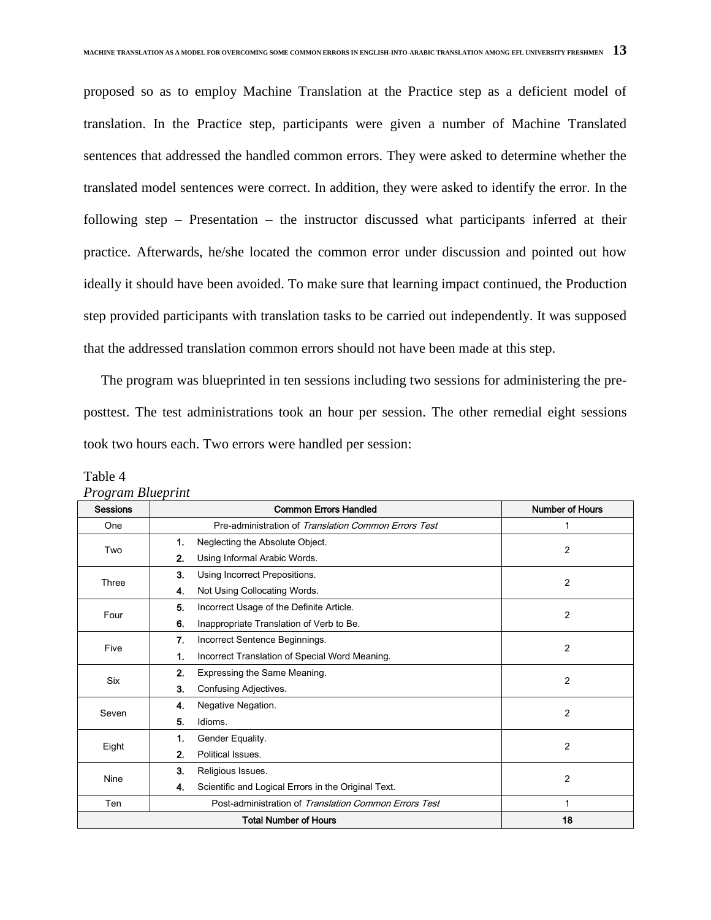proposed so as to employ Machine Translation at the Practice step as a deficient model of translation. In the Practice step, participants were given a number of Machine Translated sentences that addressed the handled common errors. They were asked to determine whether the translated model sentences were correct. In addition, they were asked to identify the error. In the following step – Presentation – the instructor discussed what participants inferred at their practice. Afterwards, he/she located the common error under discussion and pointed out how ideally it should have been avoided. To make sure that learning impact continued, the Production step provided participants with translation tasks to be carried out independently. It was supposed that the addressed translation common errors should not have been made at this step.

The program was blueprinted in ten sessions including two sessions for administering the pre-posttest. The test administrations took an hour per session. The other remedial eight sessions took two hours each. Two errors were handled per session:

Table 4
*Program Blueprint*

| Sessions | Common Errors Handled | Number of Hours |
|---|---|---|
| One | Pre-administration of *Translation Common Errors Test* | 1 |
| Two | 1. Neglecting the Absolute Object.<br>2. Using Informal Arabic Words. | 2 |
| Three | 3. Using Incorrect Prepositions.<br>4. Not Using Collocating Words. | 2 |
| Four | 5. Incorrect Usage of the Definite Article.<br>6. Inappropriate Translation of Verb to Be. | 2 |
| Five | 7. Incorrect Sentence Beginnings.<br>1. Incorrect Translation of Special Word Meaning. | 2 |
| Six | 2. Expressing the Same Meaning.<br>3. Confusing Adjectives. | 2 |
| Seven | 4. Negative Negation.<br>5. Idioms. | 2 |
| Eight | 1. Gender Equality.<br>2. Political Issues. | 2 |
| Nine | 3. Religious Issues.<br>4. Scientific and Logical Errors in the Original Text. | 2 |
| Ten | Post-administration of *Translation Common Errors Test* | 1 |
| **Total Number of Hours** | | **18** |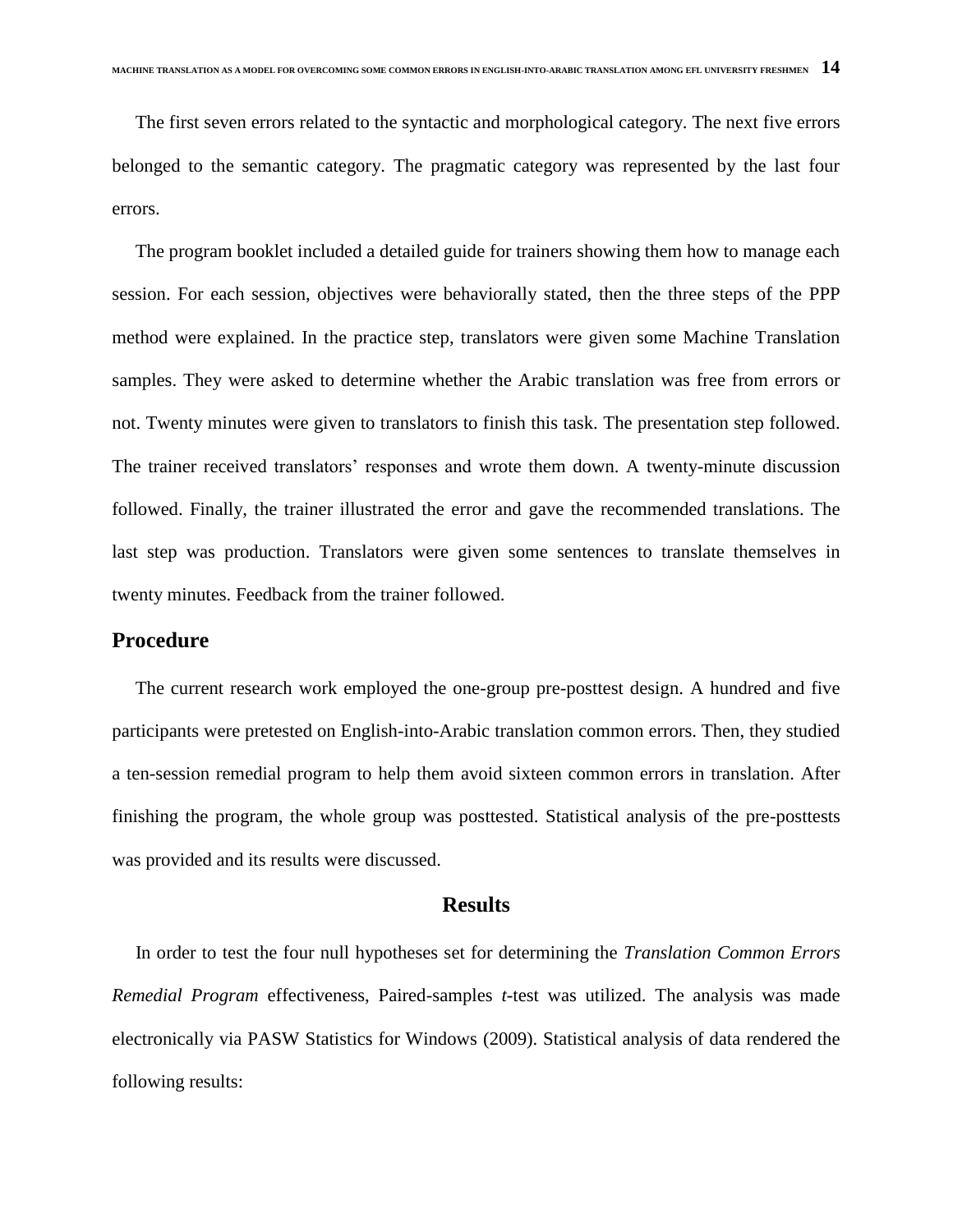The first seven errors related to the syntactic and morphological category. The next five errors belonged to the semantic category. The pragmatic category was represented by the last four errors.

The program booklet included a detailed guide for trainers showing them how to manage each session. For each session, objectives were behaviorally stated, then the three steps of the PPP method were explained. In the practice step, translators were given some Machine Translation samples. They were asked to determine whether the Arabic translation was free from errors or not. Twenty minutes were given to translators to finish this task. The presentation step followed. The trainer received translators' responses and wrote them down. A twenty-minute discussion followed. Finally, the trainer illustrated the error and gave the recommended translations. The last step was production. Translators were given some sentences to translate themselves in twenty minutes. Feedback from the trainer followed.

## Procedure

The current research work employed the one-group pre-posttest design. A hundred and five participants were pretested on English-into-Arabic translation common errors. Then, they studied a ten-session remedial program to help them avoid sixteen common errors in translation. After finishing the program, the whole group was posttested. Statistical analysis of the pre-posttests was provided and its results were discussed.

# Results

In order to test the four null hypotheses set for determining the *Translation Common Errors Remedial Program* effectiveness, Paired-samples *t*-test was utilized. The analysis was made electronically via PASW Statistics for Windows (2009). Statistical analysis of data rendered the following results: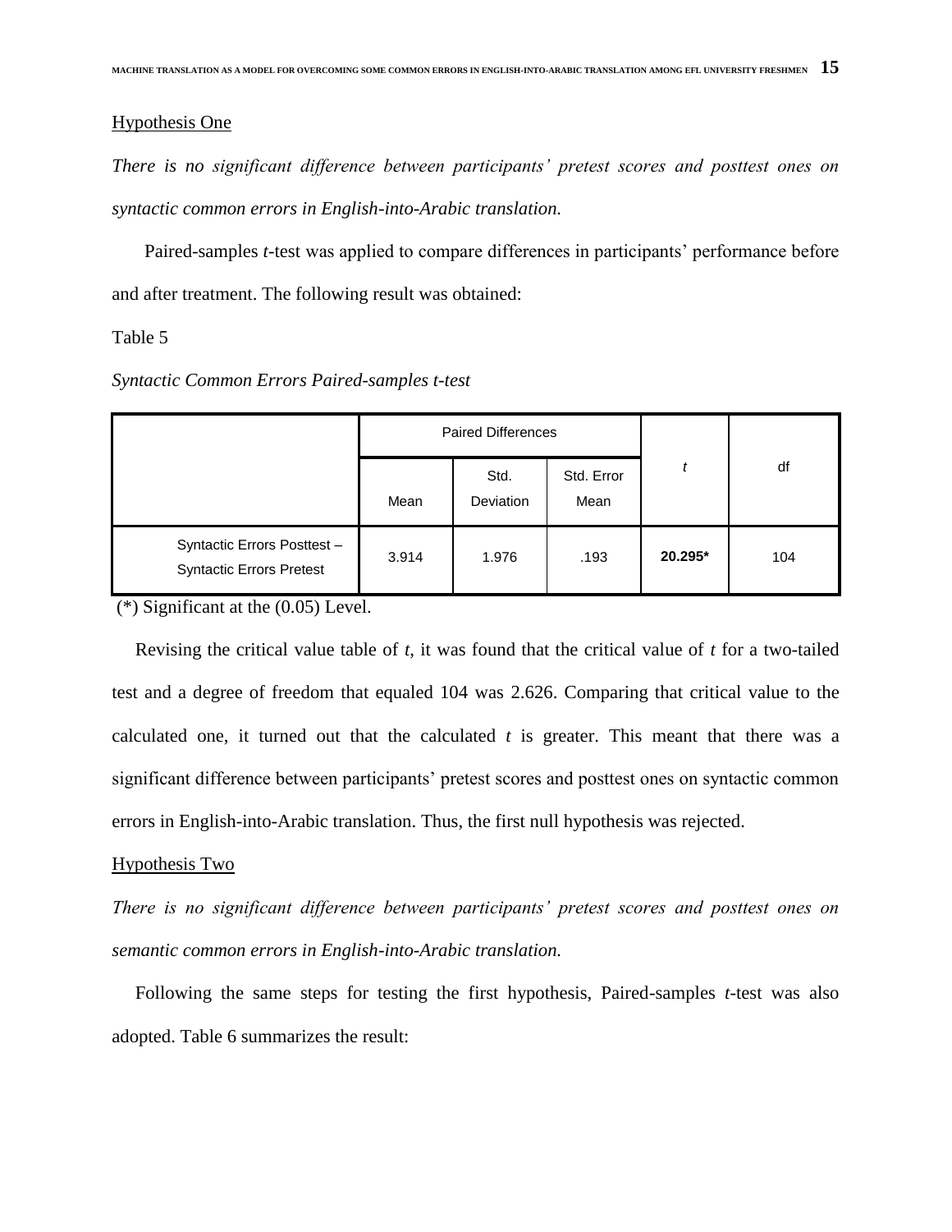Hypothesis One

*There is no significant difference between participants' pretest scores and posttest ones on syntactic common errors in English-into-Arabic translation.*

Paired-samples *t*-test was applied to compare differences in participants' performance before and after treatment. The following result was obtained:

Table 5

*Syntactic Common Errors Paired-samples t-test*

| | Paired Differences | | | *t* | df |
|---|---|---|---|---|---|
| | Mean | Std. Deviation | Std. Error Mean | | |
| Syntactic Errors Posttest – Syntactic Errors Pretest | 3.914 | 1.976 | .193 | **20.295*** | 104 |

(*) Significant at the (0.05) Level.

Revising the critical value table of *t*, it was found that the critical value of *t* for a two-tailed test and a degree of freedom that equaled 104 was 2.626. Comparing that critical value to the calculated one, it turned out that the calculated *t* is greater. This meant that there was a significant difference between participants' pretest scores and posttest ones on syntactic common errors in English-into-Arabic translation. Thus, the first null hypothesis was rejected.

Hypothesis Two

*There is no significant difference between participants' pretest scores and posttest ones on semantic common errors in English-into-Arabic translation.*

Following the same steps for testing the first hypothesis, Paired-samples *t*-test was also adopted. Table 6 summarizes the result: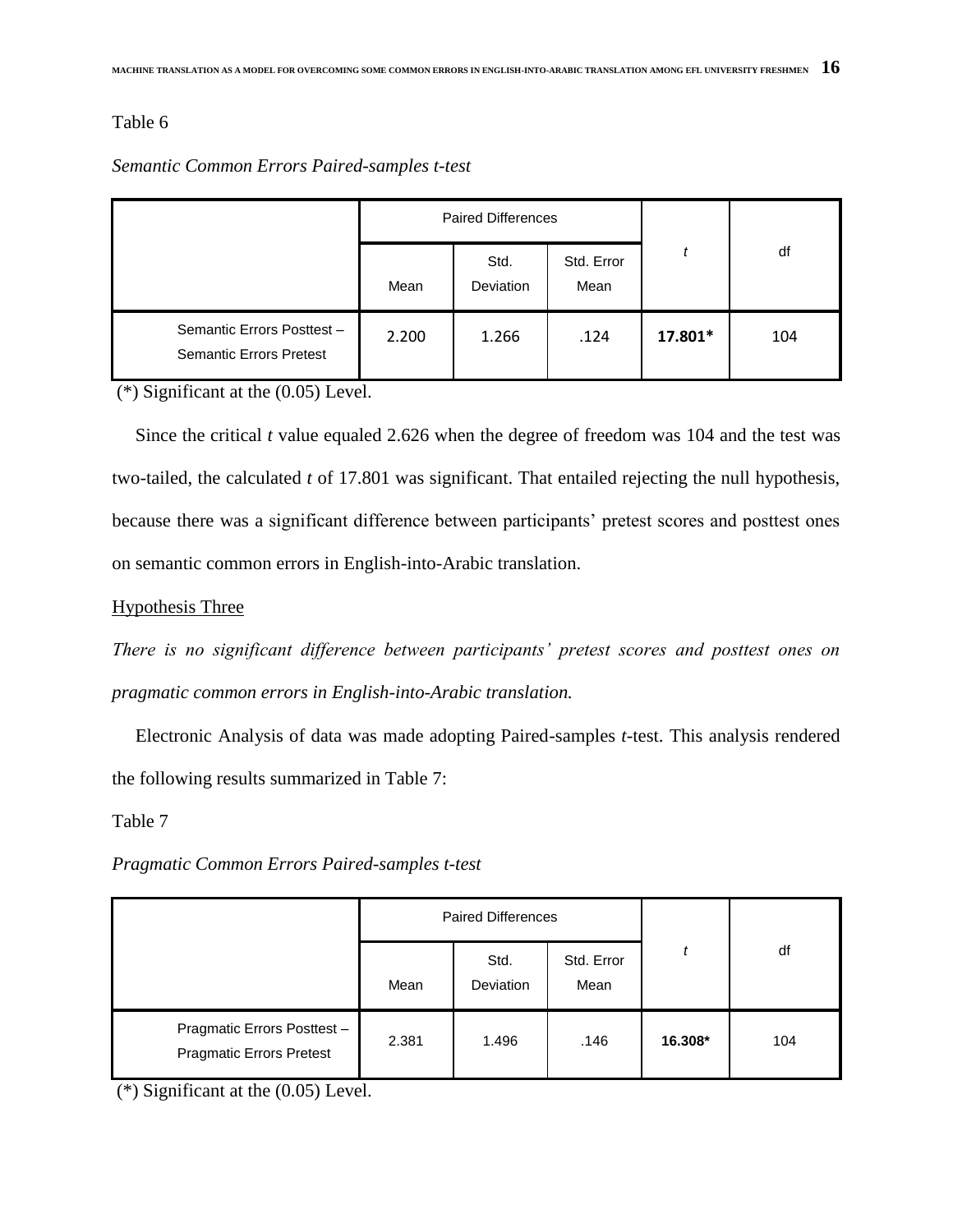Table 6

*Semantic Common Errors Paired-samples t-test*

| | Paired Differences | | | *t* | df |
|---|---|---|---|---|---|
| | Mean | Std. Deviation | Std. Error Mean | | |
| Semantic Errors Posttest – Semantic Errors Pretest | 2.200 | 1.266 | .124 | **17.801*** | 104 |

(*) Significant at the (0.05) Level.

Since the critical *t* value equaled 2.626 when the degree of freedom was 104 and the test was two-tailed, the calculated *t* of 17.801 was significant. That entailed rejecting the null hypothesis, because there was a significant difference between participants' pretest scores and posttest ones on semantic common errors in English-into-Arabic translation.

Hypothesis Three

*There is no significant difference between participants' pretest scores and posttest ones on pragmatic common errors in English-into-Arabic translation.*

Electronic Analysis of data was made adopting Paired-samples *t*-test. This analysis rendered the following results summarized in Table 7:

Table 7

*Pragmatic Common Errors Paired-samples t-test*

| | Paired Differences | | | *t* | df |
|---|---|---|---|---|---|
| | Mean | Std. Deviation | Std. Error Mean | | |
| Pragmatic Errors Posttest – Pragmatic Errors Pretest | 2.381 | 1.496 | .146 | **16.308*** | 104 |

(*) Significant at the (0.05) Level.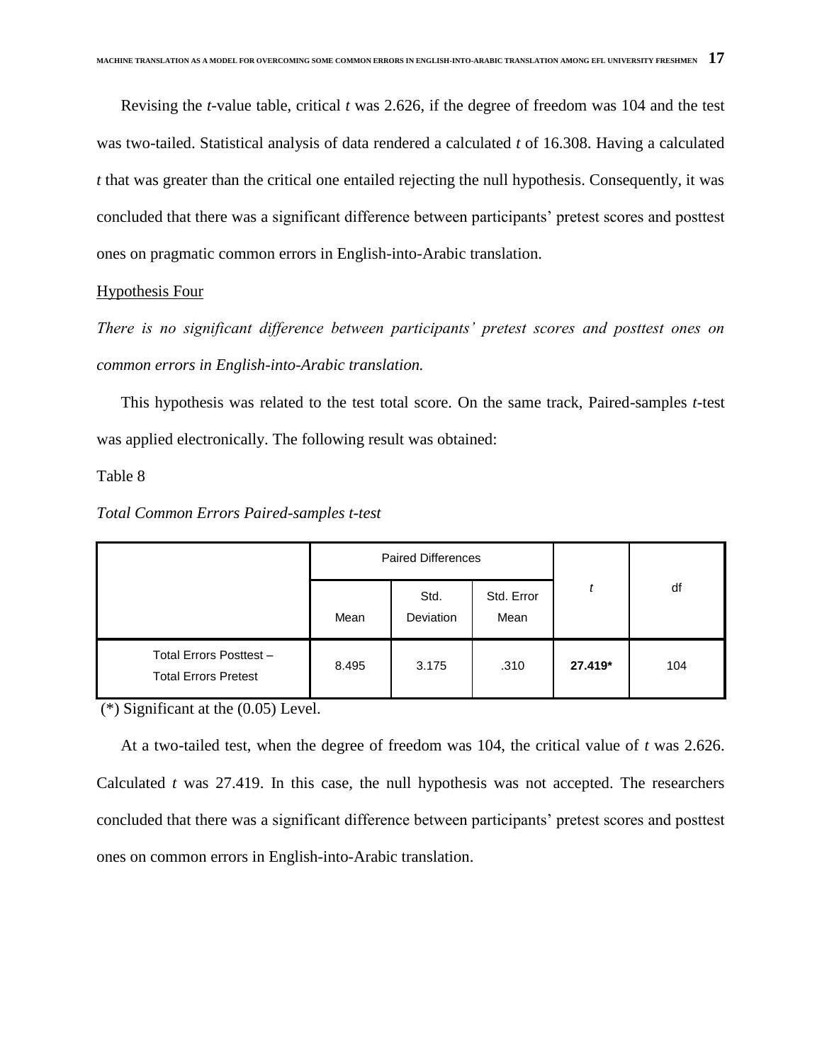Revising the *t*-value table, critical *t* was 2.626, if the degree of freedom was 104 and the test was two-tailed. Statistical analysis of data rendered a calculated *t* of 16.308. Having a calculated *t* that was greater than the critical one entailed rejecting the null hypothesis. Consequently, it was concluded that there was a significant difference between participants' pretest scores and posttest ones on pragmatic common errors in English-into-Arabic translation.

Hypothesis Four

*There is no significant difference between participants' pretest scores and posttest ones on common errors in English-into-Arabic translation.*

This hypothesis was related to the test total score. On the same track, Paired-samples *t*-test was applied electronically. The following result was obtained:

Table 8

*Total Common Errors Paired-samples t-test*

| | Paired Differences | | | *t* | df |
|---|---|---|---|---|---|
| | Mean | Std. Deviation | Std. Error Mean | | |
| Total Errors Posttest – Total Errors Pretest | 8.495 | 3.175 | .310 | **27.419*** | 104 |

(*) Significant at the (0.05) Level.

At a two-tailed test, when the degree of freedom was 104, the critical value of *t* was 2.626. Calculated *t* was 27.419. In this case, the null hypothesis was not accepted. The researchers concluded that there was a significant difference between participants' pretest scores and posttest ones on common errors in English-into-Arabic translation.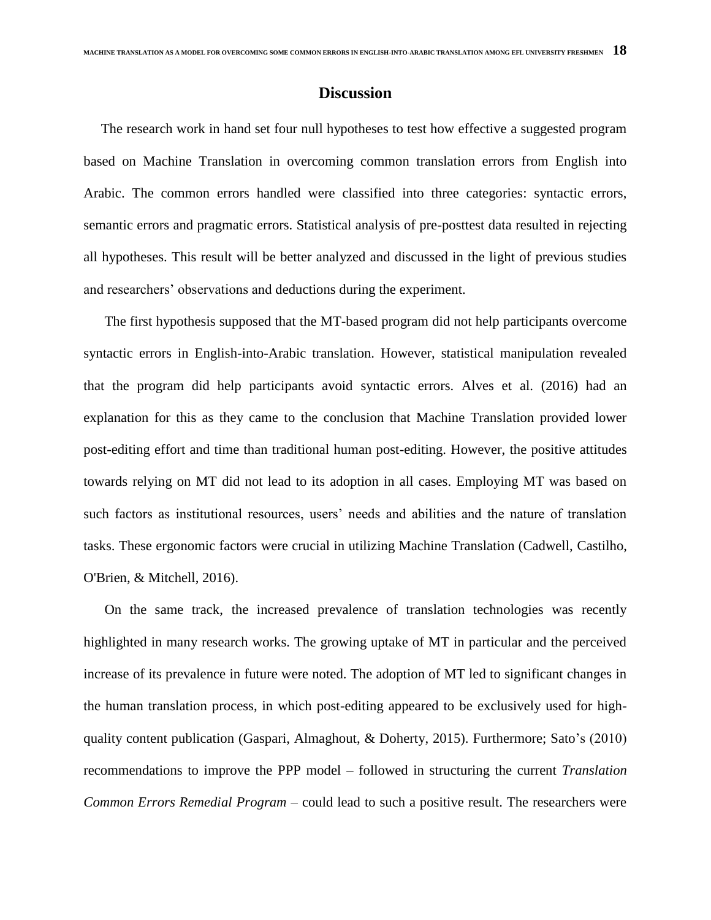## Discussion

The research work in hand set four null hypotheses to test how effective a suggested program based on Machine Translation in overcoming common translation errors from English into Arabic. The common errors handled were classified into three categories: syntactic errors, semantic errors and pragmatic errors. Statistical analysis of pre-posttest data resulted in rejecting all hypotheses. This result will be better analyzed and discussed in the light of previous studies and researchers' observations and deductions during the experiment.

The first hypothesis supposed that the MT-based program did not help participants overcome syntactic errors in English-into-Arabic translation. However, statistical manipulation revealed that the program did help participants avoid syntactic errors. Alves et al. (2016) had an explanation for this as they came to the conclusion that Machine Translation provided lower post-editing effort and time than traditional human post-editing. However, the positive attitudes towards relying on MT did not lead to its adoption in all cases. Employing MT was based on such factors as institutional resources, users' needs and abilities and the nature of translation tasks. These ergonomic factors were crucial in utilizing Machine Translation (Cadwell, Castilho, O'Brien, & Mitchell, 2016).

On the same track, the increased prevalence of translation technologies was recently highlighted in many research works. The growing uptake of MT in particular and the perceived increase of its prevalence in future were noted. The adoption of MT led to significant changes in the human translation process, in which post-editing appeared to be exclusively used for high-quality content publication (Gaspari, Almaghout, & Doherty, 2015). Furthermore; Sato's (2010) recommendations to improve the PPP model – followed in structuring the current *Translation Common Errors Remedial Program* – could lead to such a positive result. The researchers were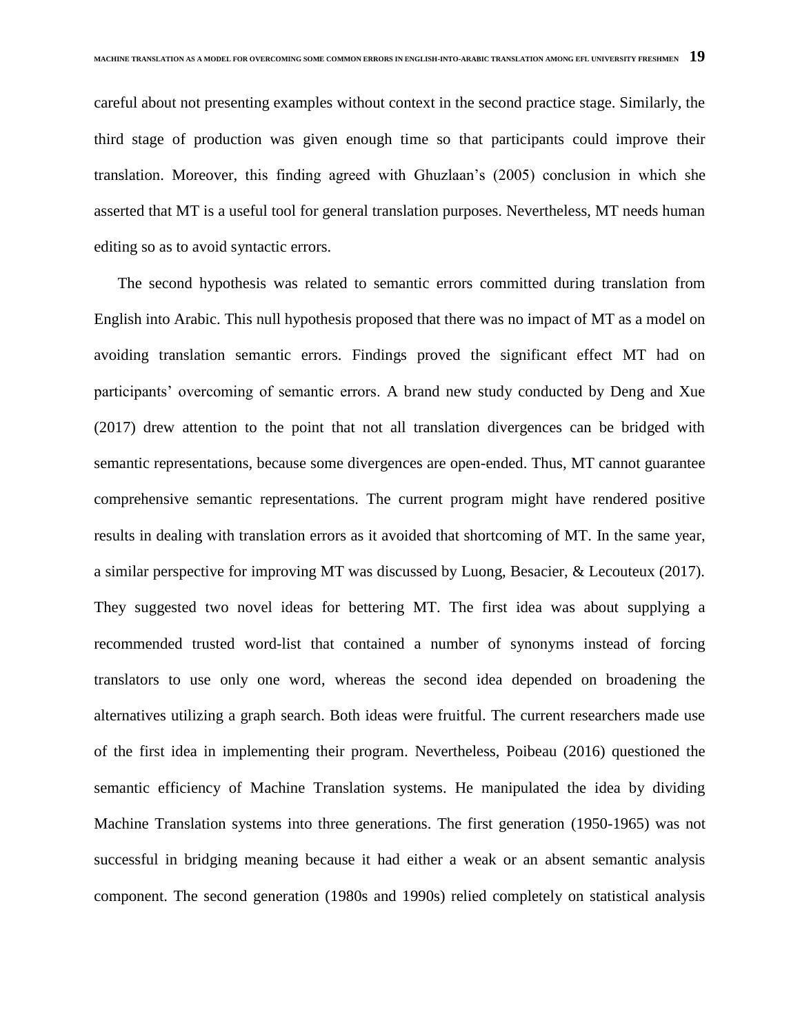careful about not presenting examples without context in the second practice stage. Similarly, the third stage of production was given enough time so that participants could improve their translation. Moreover, this finding agreed with Ghuzlaan's (2005) conclusion in which she asserted that MT is a useful tool for general translation purposes. Nevertheless, MT needs human editing so as to avoid syntactic errors.

The second hypothesis was related to semantic errors committed during translation from English into Arabic. This null hypothesis proposed that there was no impact of MT as a model on avoiding translation semantic errors. Findings proved the significant effect MT had on participants' overcoming of semantic errors. A brand new study conducted by Deng and Xue (2017) drew attention to the point that not all translation divergences can be bridged with semantic representations, because some divergences are open-ended. Thus, MT cannot guarantee comprehensive semantic representations. The current program might have rendered positive results in dealing with translation errors as it avoided that shortcoming of MT. In the same year, a similar perspective for improving MT was discussed by Luong, Besacier, & Lecouteux (2017). They suggested two novel ideas for bettering MT. The first idea was about supplying a recommended trusted word-list that contained a number of synonyms instead of forcing translators to use only one word, whereas the second idea depended on broadening the alternatives utilizing a graph search. Both ideas were fruitful. The current researchers made use of the first idea in implementing their program. Nevertheless, Poibeau (2016) questioned the semantic efficiency of Machine Translation systems. He manipulated the idea by dividing Machine Translation systems into three generations. The first generation (1950-1965) was not successful in bridging meaning because it had either a weak or an absent semantic analysis component. The second generation (1980s and 1990s) relied completely on statistical analysis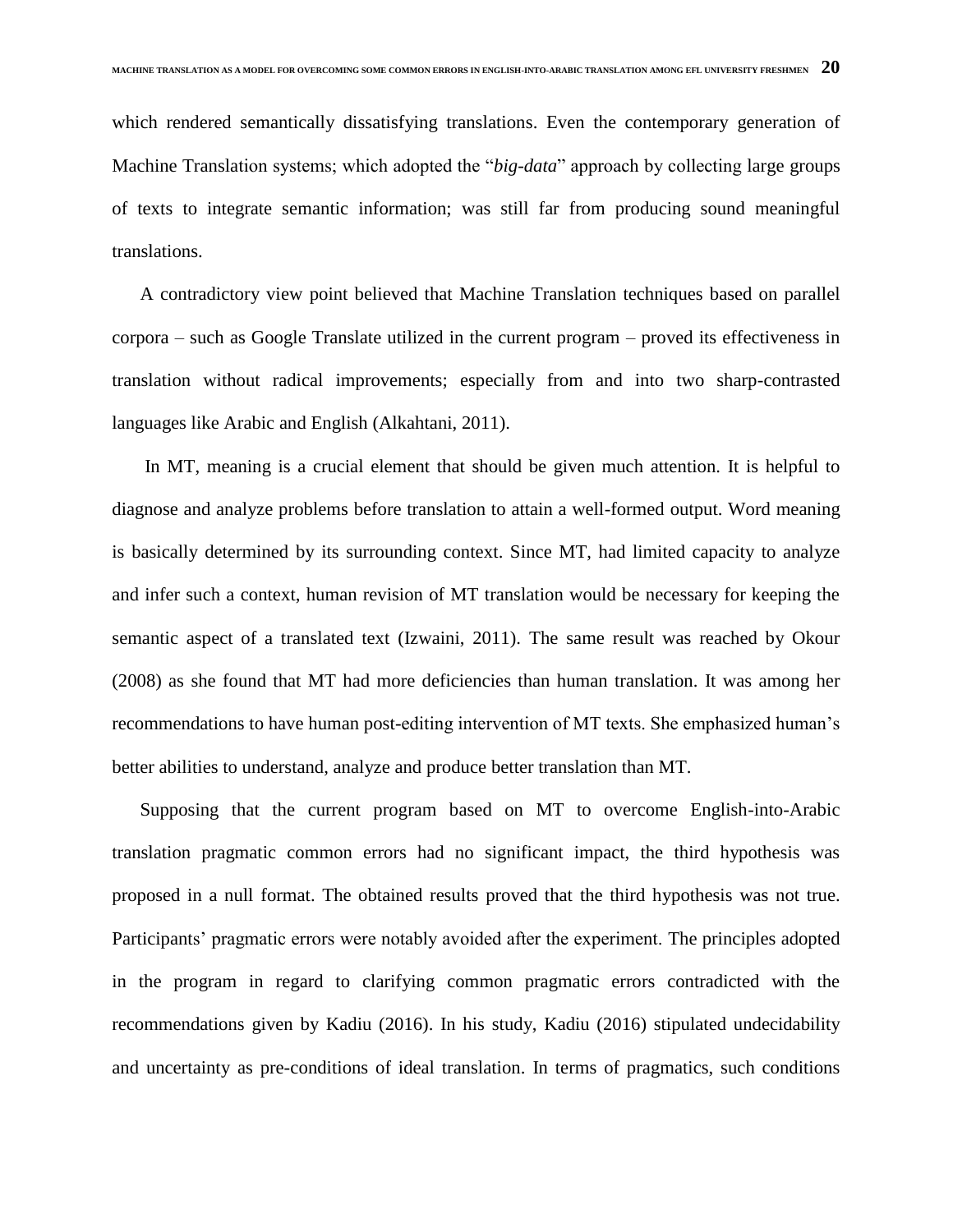which rendered semantically dissatisfying translations. Even the contemporary generation of Machine Translation systems; which adopted the "*big-data*" approach by collecting large groups of texts to integrate semantic information; was still far from producing sound meaningful translations.

A contradictory view point believed that Machine Translation techniques based on parallel corpora – such as Google Translate utilized in the current program – proved its effectiveness in translation without radical improvements; especially from and into two sharp-contrasted languages like Arabic and English (Alkahtani, 2011).

In MT, meaning is a crucial element that should be given much attention. It is helpful to diagnose and analyze problems before translation to attain a well-formed output. Word meaning is basically determined by its surrounding context. Since MT, had limited capacity to analyze and infer such a context, human revision of MT translation would be necessary for keeping the semantic aspect of a translated text (Izwaini, 2011). The same result was reached by Okour (2008) as she found that MT had more deficiencies than human translation. It was among her recommendations to have human post-editing intervention of MT texts. She emphasized human's better abilities to understand, analyze and produce better translation than MT.

Supposing that the current program based on MT to overcome English-into-Arabic translation pragmatic common errors had no significant impact, the third hypothesis was proposed in a null format. The obtained results proved that the third hypothesis was not true. Participants' pragmatic errors were notably avoided after the experiment. The principles adopted in the program in regard to clarifying common pragmatic errors contradicted with the recommendations given by Kadiu (2016). In his study, Kadiu (2016) stipulated undecidability and uncertainty as pre-conditions of ideal translation. In terms of pragmatics, such conditions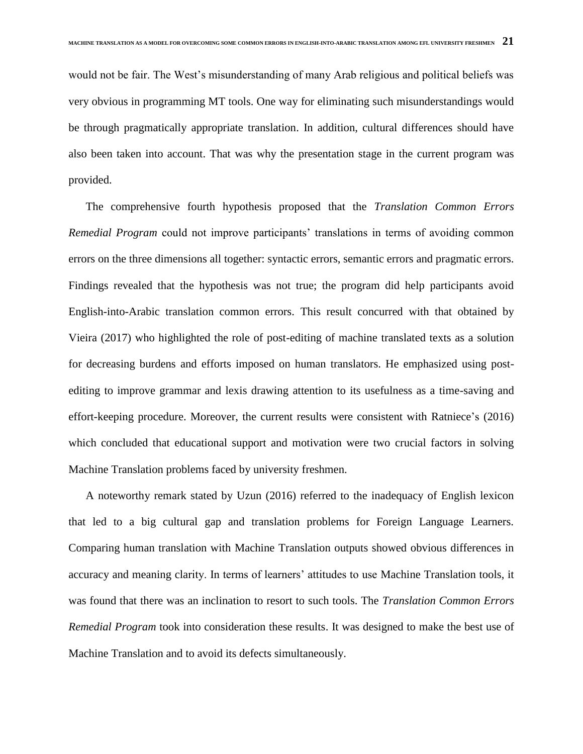would not be fair. The West's misunderstanding of many Arab religious and political beliefs was very obvious in programming MT tools. One way for eliminating such misunderstandings would be through pragmatically appropriate translation. In addition, cultural differences should have also been taken into account. That was why the presentation stage in the current program was provided.

The comprehensive fourth hypothesis proposed that the *Translation Common Errors Remedial Program* could not improve participants' translations in terms of avoiding common errors on the three dimensions all together: syntactic errors, semantic errors and pragmatic errors. Findings revealed that the hypothesis was not true; the program did help participants avoid English-into-Arabic translation common errors. This result concurred with that obtained by Vieira (2017) who highlighted the role of post-editing of machine translated texts as a solution for decreasing burdens and efforts imposed on human translators. He emphasized using post-editing to improve grammar and lexis drawing attention to its usefulness as a time-saving and effort-keeping procedure. Moreover, the current results were consistent with Ratniece's (2016) which concluded that educational support and motivation were two crucial factors in solving Machine Translation problems faced by university freshmen.

A noteworthy remark stated by Uzun (2016) referred to the inadequacy of English lexicon that led to a big cultural gap and translation problems for Foreign Language Learners. Comparing human translation with Machine Translation outputs showed obvious differences in accuracy and meaning clarity. In terms of learners' attitudes to use Machine Translation tools, it was found that there was an inclination to resort to such tools. The *Translation Common Errors Remedial Program* took into consideration these results. It was designed to make the best use of Machine Translation and to avoid its defects simultaneously.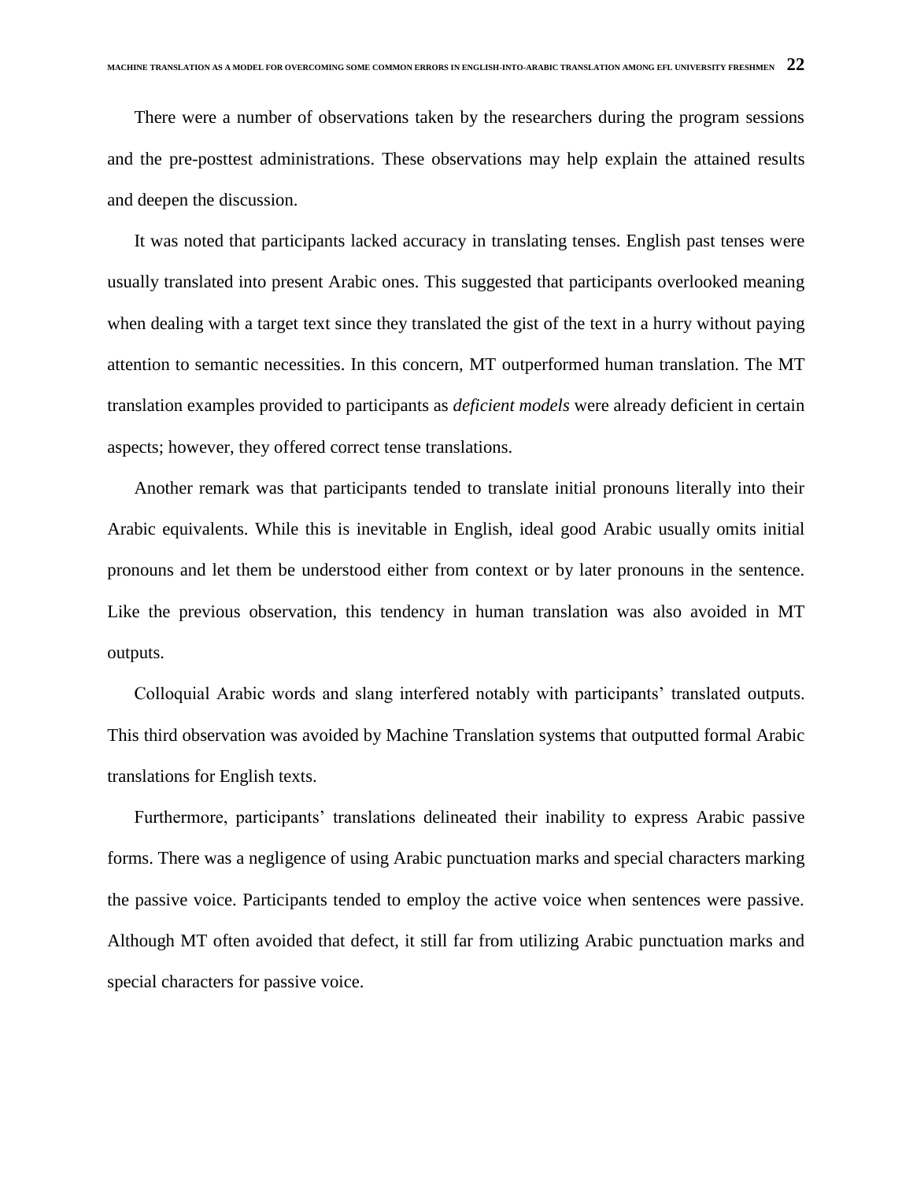There were a number of observations taken by the researchers during the program sessions and the pre-posttest administrations. These observations may help explain the attained results and deepen the discussion.

It was noted that participants lacked accuracy in translating tenses. English past tenses were usually translated into present Arabic ones. This suggested that participants overlooked meaning when dealing with a target text since they translated the gist of the text in a hurry without paying attention to semantic necessities. In this concern, MT outperformed human translation. The MT translation examples provided to participants as *deficient models* were already deficient in certain aspects; however, they offered correct tense translations.

Another remark was that participants tended to translate initial pronouns literally into their Arabic equivalents. While this is inevitable in English, ideal good Arabic usually omits initial pronouns and let them be understood either from context or by later pronouns in the sentence. Like the previous observation, this tendency in human translation was also avoided in MT outputs.

Colloquial Arabic words and slang interfered notably with participants' translated outputs. This third observation was avoided by Machine Translation systems that outputted formal Arabic translations for English texts.

Furthermore, participants' translations delineated their inability to express Arabic passive forms. There was a negligence of using Arabic punctuation marks and special characters marking the passive voice. Participants tended to employ the active voice when sentences were passive. Although MT often avoided that defect, it still far from utilizing Arabic punctuation marks and special characters for passive voice.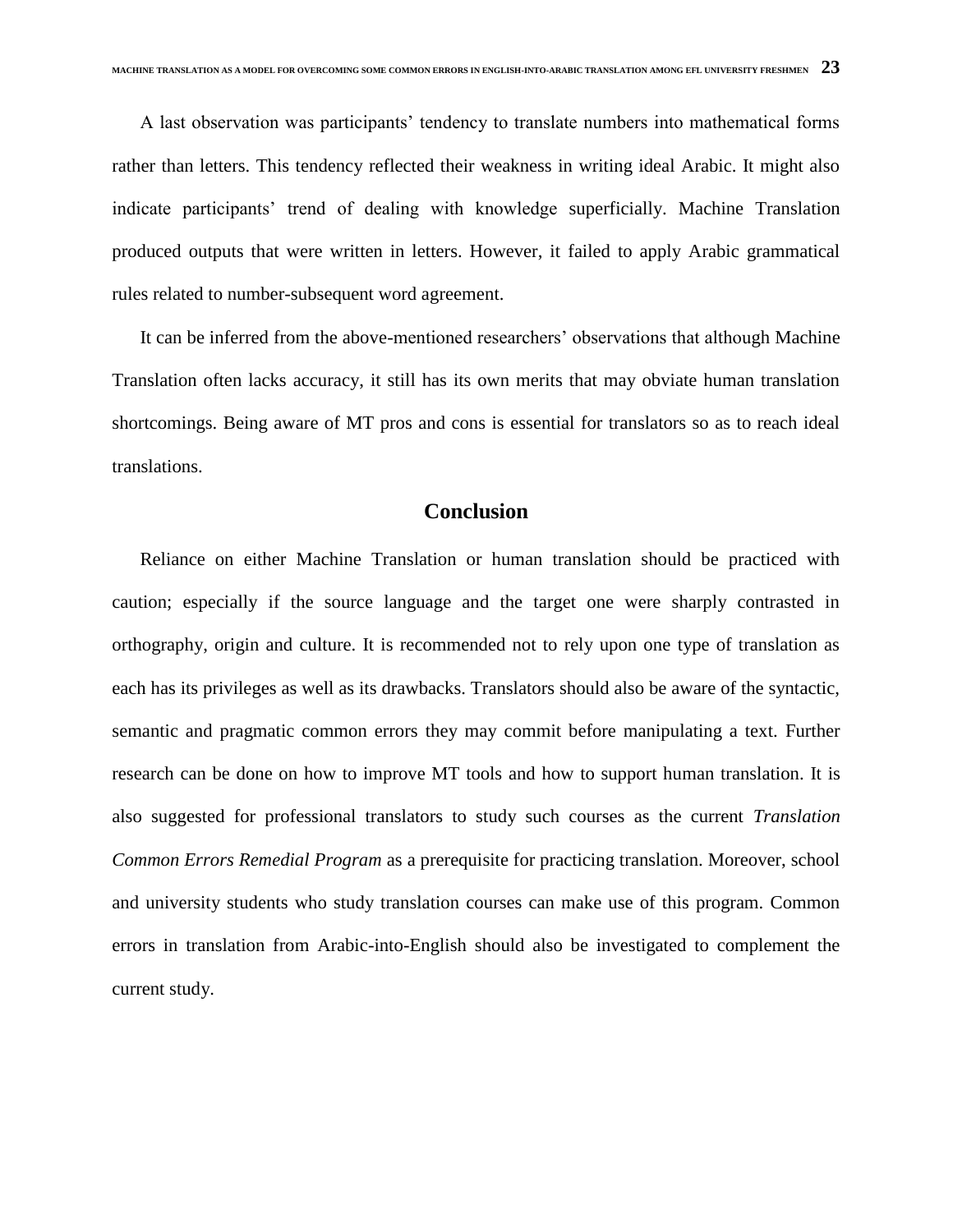A last observation was participants' tendency to translate numbers into mathematical forms rather than letters. This tendency reflected their weakness in writing ideal Arabic. It might also indicate participants' trend of dealing with knowledge superficially. Machine Translation produced outputs that were written in letters. However, it failed to apply Arabic grammatical rules related to number-subsequent word agreement.

It can be inferred from the above-mentioned researchers' observations that although Machine Translation often lacks accuracy, it still has its own merits that may obviate human translation shortcomings. Being aware of MT pros and cons is essential for translators so as to reach ideal translations.

## Conclusion

Reliance on either Machine Translation or human translation should be practiced with caution; especially if the source language and the target one were sharply contrasted in orthography, origin and culture. It is recommended not to rely upon one type of translation as each has its privileges as well as its drawbacks. Translators should also be aware of the syntactic, semantic and pragmatic common errors they may commit before manipulating a text. Further research can be done on how to improve MT tools and how to support human translation. It is also suggested for professional translators to study such courses as the current *Translation Common Errors Remedial Program* as a prerequisite for practicing translation. Moreover, school and university students who study translation courses can make use of this program. Common errors in translation from Arabic-into-English should also be investigated to complement the current study.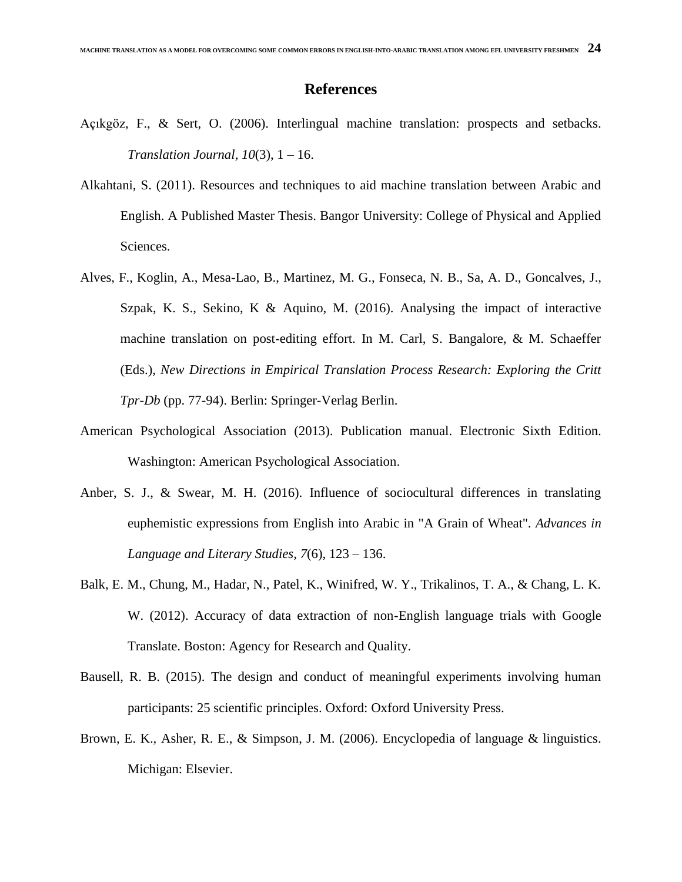## References

Açıkgöz, F., & Sert, O. (2006). Interlingual machine translation: prospects and setbacks. *Translation Journal*, *10*(3), 1 – 16.

Alkahtani, S. (2011). Resources and techniques to aid machine translation between Arabic and English. A Published Master Thesis. Bangor University: College of Physical and Applied Sciences.

Alves, F., Koglin, A., Mesa-Lao, B., Martinez, M. G., Fonseca, N. B., Sa, A. D., Goncalves, J., Szpak, K. S., Sekino, K & Aquino, M. (2016). Analysing the impact of interactive machine translation on post-editing effort. In M. Carl, S. Bangalore, & M. Schaeffer (Eds.), *New Directions in Empirical Translation Process Research: Exploring the Critt Tpr-Db* (pp. 77-94). Berlin: Springer-Verlag Berlin.

American Psychological Association (2013). Publication manual. Electronic Sixth Edition. Washington: American Psychological Association.

Anber, S. J., & Swear, M. H. (2016). Influence of sociocultural differences in translating euphemistic expressions from English into Arabic in "A Grain of Wheat". *Advances in Language and Literary Studies*, *7*(6), 123 – 136.

Balk, E. M., Chung, M., Hadar, N., Patel, K., Winifred, W. Y., Trikalinos, T. A., & Chang, L. K. W. (2012). Accuracy of data extraction of non-English language trials with Google Translate. Boston: Agency for Research and Quality.

Bausell, R. B. (2015). The design and conduct of meaningful experiments involving human participants: 25 scientific principles. Oxford: Oxford University Press.

Brown, E. K., Asher, R. E., & Simpson, J. M. (2006). Encyclopedia of language & linguistics. Michigan: Elsevier.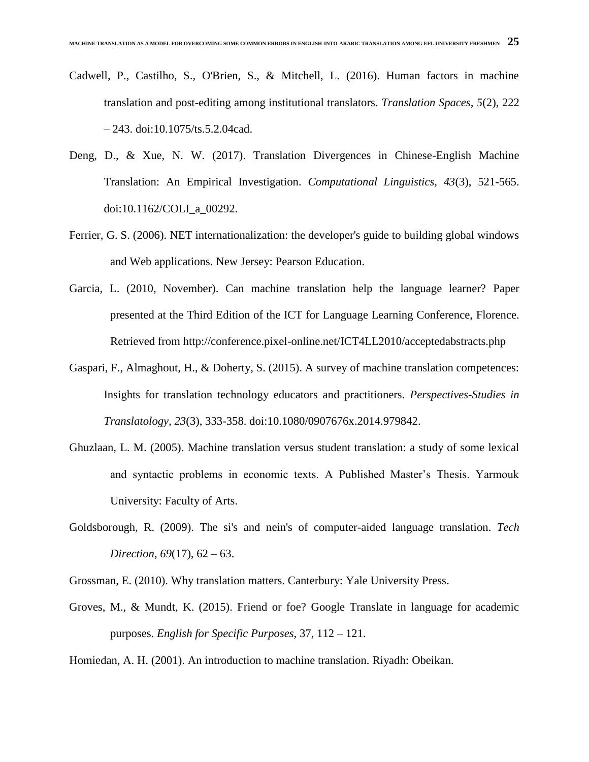Cadwell, P., Castilho, S., O'Brien, S., & Mitchell, L. (2016). Human factors in machine translation and post-editing among institutional translators. *Translation Spaces, 5*(2), 222 – 243. doi:10.1075/ts.5.2.04cad.

Deng, D., & Xue, N. W. (2017). Translation Divergences in Chinese-English Machine Translation: An Empirical Investigation. *Computational Linguistics, 43*(3), 521-565. doi:10.1162/COLI_a_00292.

Ferrier, G. S. (2006). NET internationalization: the developer's guide to building global windows and Web applications. New Jersey: Pearson Education.

Garcia, L. (2010, November). Can machine translation help the language learner? Paper presented at the Third Edition of the ICT for Language Learning Conference, Florence. Retrieved from http://conference.pixel-online.net/ICT4LL2010/acceptedabstracts.php

Gaspari, F., Almaghout, H., & Doherty, S. (2015). A survey of machine translation competences: Insights for translation technology educators and practitioners. *Perspectives-Studies in Translatology, 23*(3), 333-358. doi:10.1080/0907676x.2014.979842.

Ghuzlaan, L. M. (2005). Machine translation versus student translation: a study of some lexical and syntactic problems in economic texts. A Published Master's Thesis. Yarmouk University: Faculty of Arts.

Goldsborough, R. (2009). The si's and nein's of computer-aided language translation. *Tech Direction, 69*(17), 62 – 63.

Grossman, E. (2010). Why translation matters. Canterbury: Yale University Press.

Groves, M., & Mundt, K. (2015). Friend or foe? Google Translate in language for academic purposes. *English for Specific Purposes*, 37, 112 – 121.

Homiedan, A. H. (2001). An introduction to machine translation. Riyadh: Obeikan.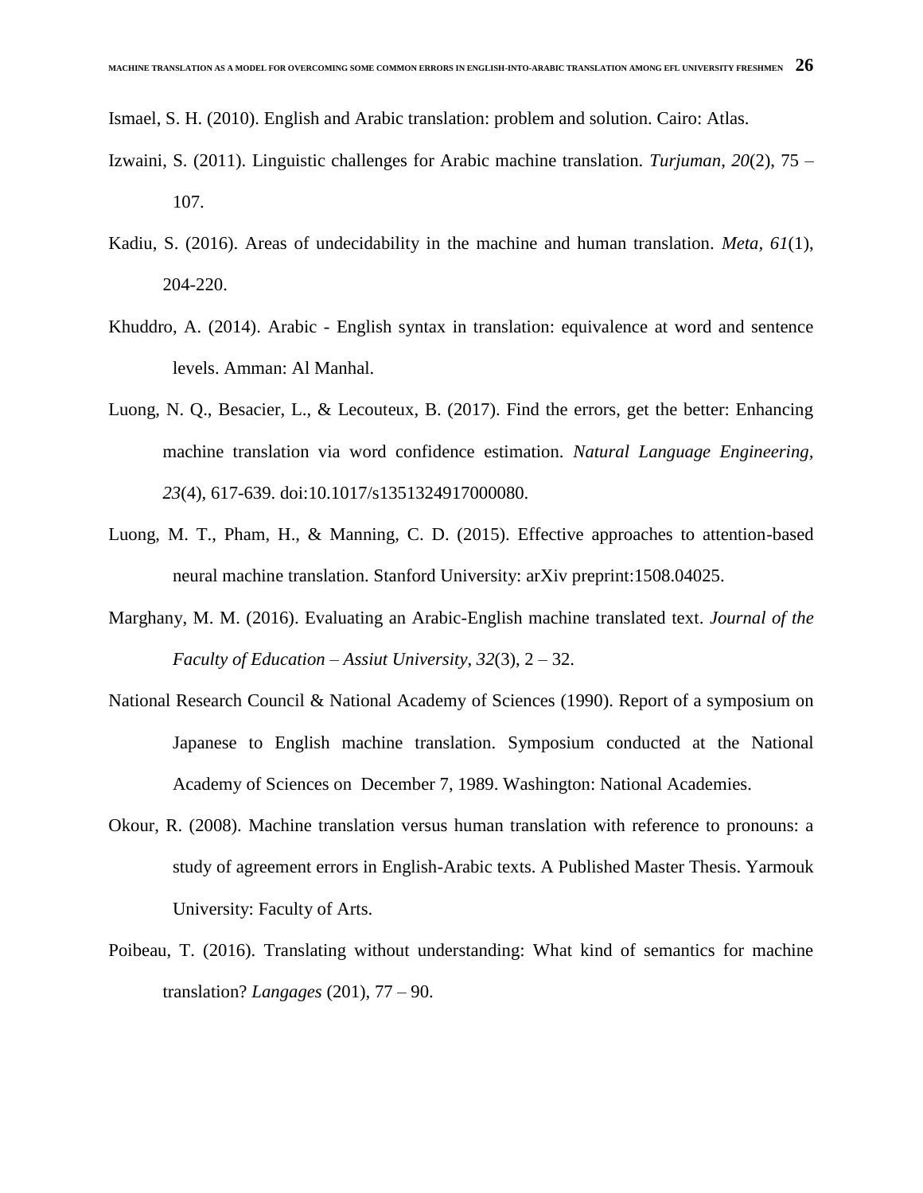Ismael, S. H. (2010). English and Arabic translation: problem and solution. Cairo: Atlas.

Izwaini, S. (2011). Linguistic challenges for Arabic machine translation. *Turjuman*, *20*(2), 75 – 107.

Kadiu, S. (2016). Areas of undecidability in the machine and human translation. *Meta*, *61*(1), 204-220.

Khuddro, A. (2014). Arabic - English syntax in translation: equivalence at word and sentence levels. Amman: Al Manhal.

Luong, N. Q., Besacier, L., & Lecouteux, B. (2017). Find the errors, get the better: Enhancing machine translation via word confidence estimation. *Natural Language Engineering*, *23*(4), 617-639. doi:10.1017/s1351324917000080.

Luong, M. T., Pham, H., & Manning, C. D. (2015). Effective approaches to attention-based neural machine translation. Stanford University: arXiv preprint:1508.04025.

Marghany, M. M. (2016). Evaluating an Arabic-English machine translated text. *Journal of the Faculty of Education – Assiut University*, *32*(3), 2 – 32.

National Research Council & National Academy of Sciences (1990). Report of a symposium on Japanese to English machine translation. Symposium conducted at the National Academy of Sciences on December 7, 1989. Washington: National Academies.

Okour, R. (2008). Machine translation versus human translation with reference to pronouns: a study of agreement errors in English-Arabic texts. A Published Master Thesis. Yarmouk University: Faculty of Arts.

Poibeau, T. (2016). Translating without understanding: What kind of semantics for machine translation? *Langages* (201), 77 – 90.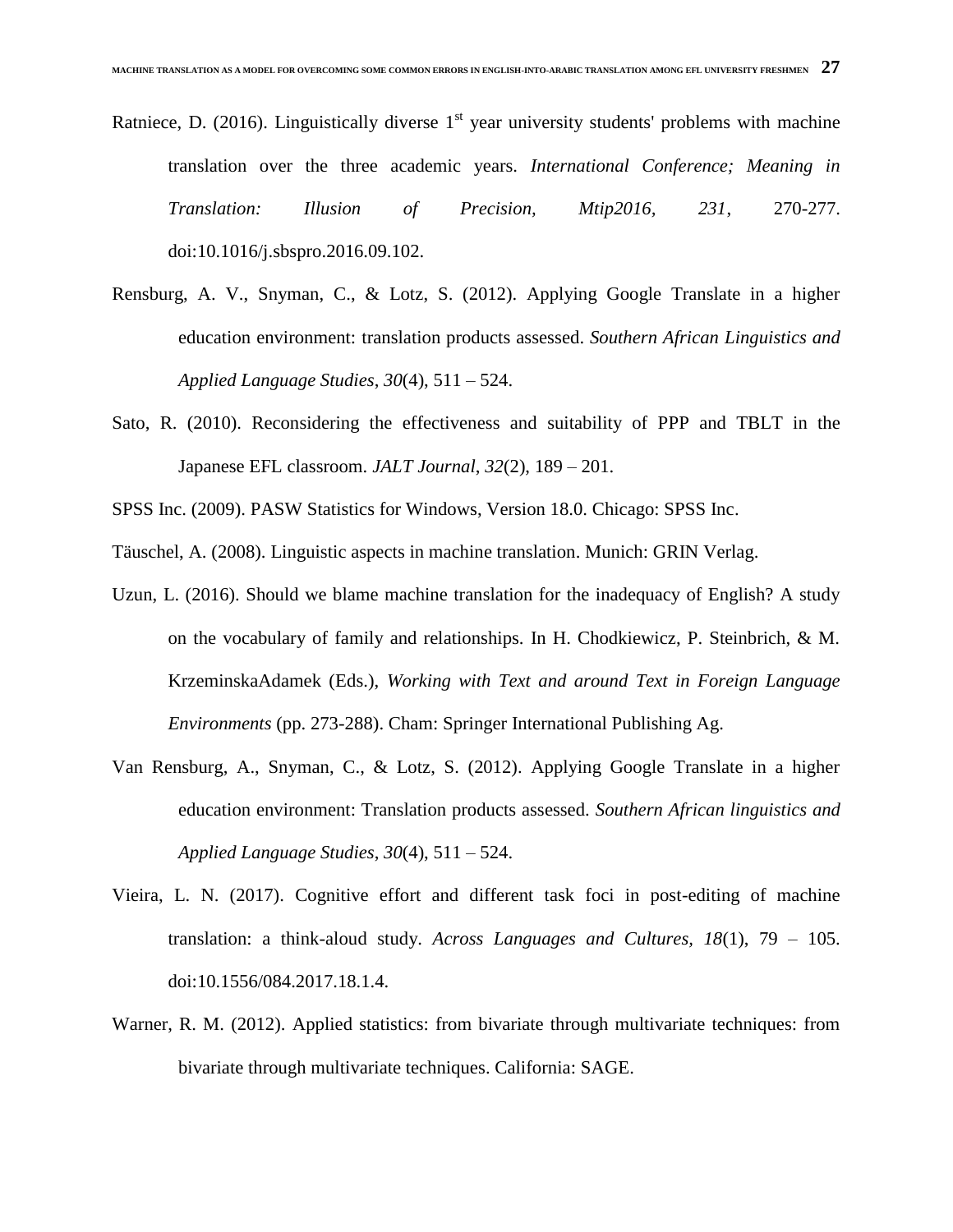Ratniece, D. (2016). Linguistically diverse 1st year university students' problems with machine translation over the three academic years. *International Conference; Meaning in Translation: Illusion of Precision, Mtip2016, 231*, 270-277. doi:10.1016/j.sbspro.2016.09.102.

Rensburg, A. V., Snyman, C., & Lotz, S. (2012). Applying Google Translate in a higher education environment: translation products assessed. *Southern African Linguistics and Applied Language Studies*, *30*(4), 511 – 524.

Sato, R. (2010). Reconsidering the effectiveness and suitability of PPP and TBLT in the Japanese EFL classroom. *JALT Journal*, *32*(2), 189 – 201.

SPSS Inc. (2009). PASW Statistics for Windows, Version 18.0. Chicago: SPSS Inc.

Täuschel, A. (2008). Linguistic aspects in machine translation. Munich: GRIN Verlag.

Uzun, L. (2016). Should we blame machine translation for the inadequacy of English? A study on the vocabulary of family and relationships. In H. Chodkiewicz, P. Steinbrich, & M. KrzeminskaAdamek (Eds.), *Working with Text and around Text in Foreign Language Environments* (pp. 273-288). Cham: Springer International Publishing Ag.

Van Rensburg, A., Snyman, C., & Lotz, S. (2012). Applying Google Translate in a higher education environment: Translation products assessed. *Southern African linguistics and Applied Language Studies*, *30*(4), 511 – 524.

Vieira, L. N. (2017). Cognitive effort and different task foci in post-editing of machine translation: a think-aloud study. *Across Languages and Cultures*, *18*(1), 79 – 105. doi:10.1556/084.2017.18.1.4.

Warner, R. M. (2012). Applied statistics: from bivariate through multivariate techniques: from bivariate through multivariate techniques. California: SAGE.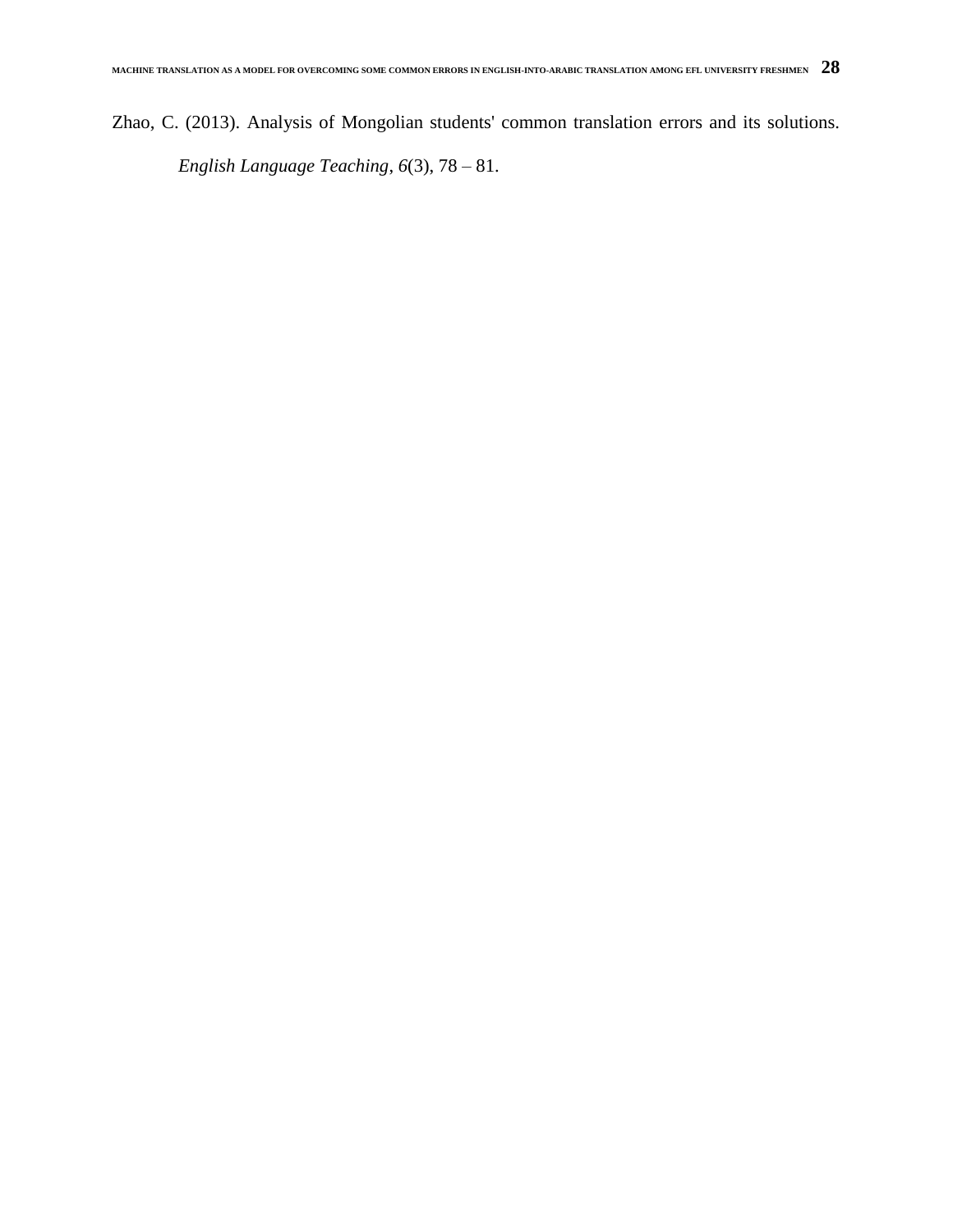Zhao, C. (2013). Analysis of Mongolian students' common translation errors and its solutions. *English Language Teaching*, *6*(3), 78 – 81.